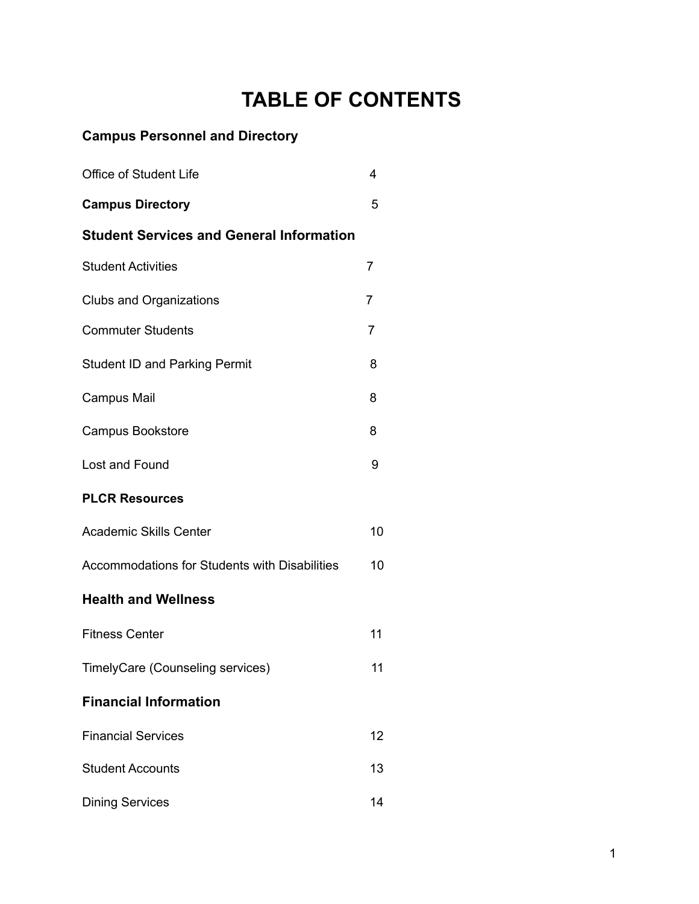# TABLE OF CONTENTS

## Campus Personnel and Directory

| | |
|---|---|
| Office of Student Life | 4 |
| **Campus Directory** | 5 |

## Student Services and General Information

| | |
|---|---|
| Student Activities | 7 |
| Clubs and Organizations | 7 |
| Commuter Students | 7 |
| Student ID and Parking Permit | 8 |
| Campus Mail | 8 |
| Campus Bookstore | 8 |
| Lost and Found | 9 |

**PLCR Resources**

| | |
|---|---|
| Academic Skills Center | 10 |
| Accommodations for Students with Disabilities | 10 |

## Health and Wellness

| | |
|---|---|
| Fitness Center | 11 |
| TimelyCare (Counseling services) | 11 |

## Financial Information

| | |
|---|---|
| Financial Services | 12 |
| Student Accounts | 13 |
| Dining Services | 14 |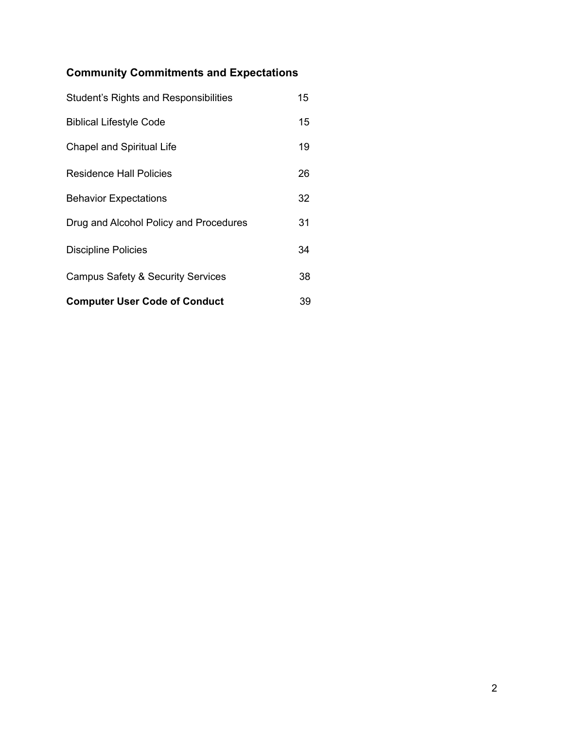## Community Commitments and Expectations

| | |
|---|---|
| Student's Rights and Responsibilities | 15 |
| Biblical Lifestyle Code | 15 |
| Chapel and Spiritual Life | 19 |
| Residence Hall Policies | 26 |
| Behavior Expectations | 32 |
| Drug and Alcohol Policy and Procedures | 31 |
| Discipline Policies | 34 |
| Campus Safety & Security Services | 38 |
| **Computer User Code of Conduct** | 39 |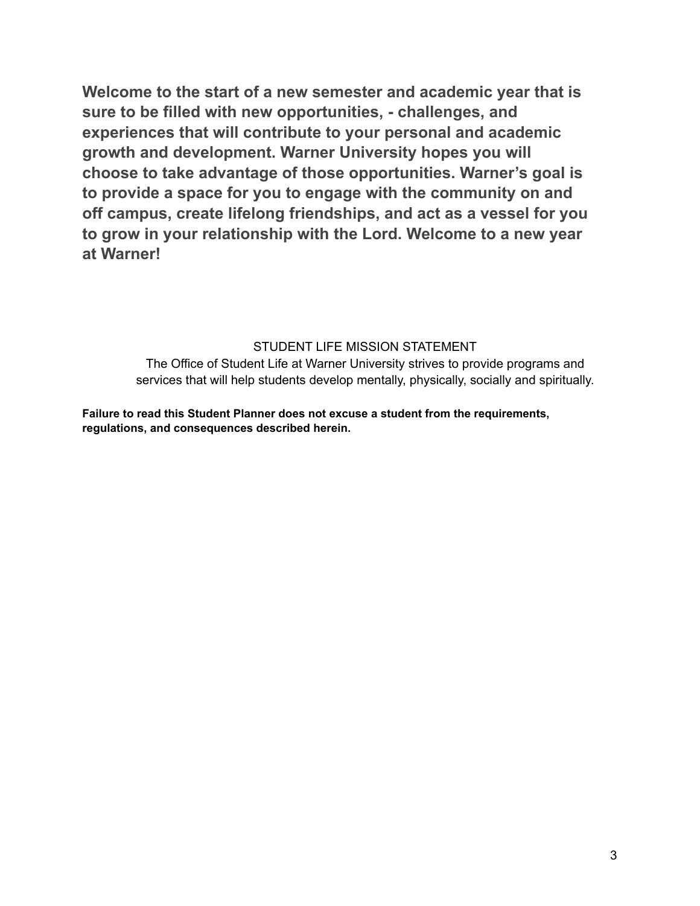**Welcome to the start of a new semester and academic year that is sure to be filled with new opportunities, - challenges, and experiences that will contribute to your personal and academic growth and development. Warner University hopes you will choose to take advantage of those opportunities. Warner's goal is to provide a space for you to engage with the community on and off campus, create lifelong friendships, and act as a vessel for you to grow in your relationship with the Lord. Welcome to a new year at Warner!**

STUDENT LIFE MISSION STATEMENT

The Office of Student Life at Warner University strives to provide programs and services that will help students develop mentally, physically, socially and spiritually.

**Failure to read this Student Planner does not excuse a student from the requirements, regulations, and consequences described herein.**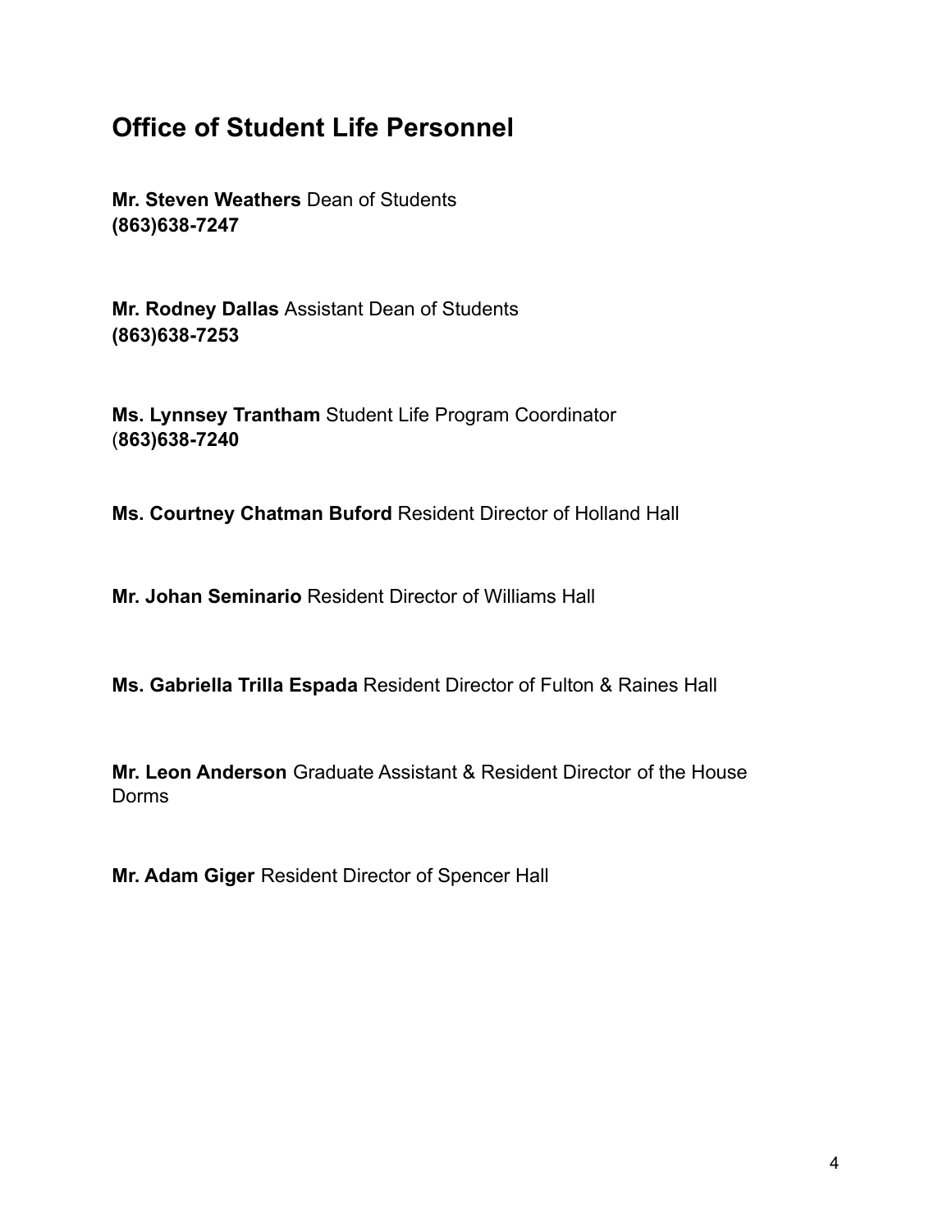## Office of Student Life Personnel

**Mr. Steven Weathers** Dean of Students
**(863)638-7247**

**Mr. Rodney Dallas** Assistant Dean of Students
**(863)638-7253**

**Ms. Lynnsey Trantham** Student Life Program Coordinator
(**863)638-7240**

**Ms. Courtney Chatman Buford** Resident Director of Holland Hall

**Mr. Johan Seminario** Resident Director of Williams Hall

**Ms. Gabriella Trilla Espada** Resident Director of Fulton & Raines Hall

**Mr. Leon Anderson** Graduate Assistant & Resident Director of the House Dorms

**Mr. Adam Giger** Resident Director of Spencer Hall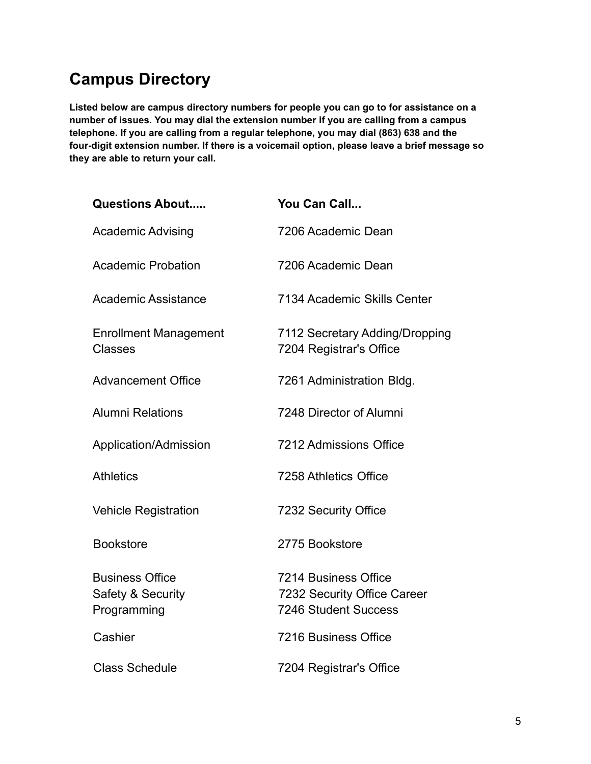## Campus Directory

**Listed below are campus directory numbers for people you can go to for assistance on a number of issues. You may dial the extension number if you are calling from a campus telephone. If you are calling from a regular telephone, you may dial (863) 638 and the four-digit extension number. If there is a voicemail option, please leave a brief message so they are able to return your call.**

| Questions About..... | You Can Call... |
|---|---|
| Academic Advising | 7206 Academic Dean |
| Academic Probation | 7206 Academic Dean |
| Academic Assistance | 7134 Academic Skills Center |
| Enrollment Management Classes | 7112 Secretary Adding/Dropping 7204 Registrar's Office |
| Advancement Office | 7261 Administration Bldg. |
| Alumni Relations | 7248 Director of Alumni |
| Application/Admission | 7212 Admissions Office |
| Athletics | 7258 Athletics Office |
| Vehicle Registration | 7232 Security Office |
| Bookstore | 2775 Bookstore |
| Business Office Safety & Security Programming | 7214 Business Office 7232 Security Office Career 7246 Student Success |
| Cashier | 7216 Business Office |
| Class Schedule | 7204 Registrar's Office |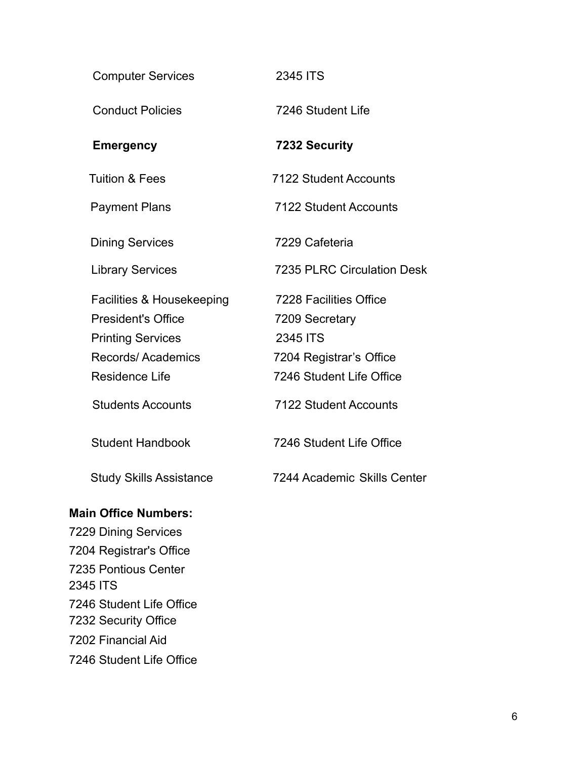| | |
|---|---|
| Computer Services | 2345 ITS |
| Conduct Policies | 7246 Student Life |
| **Emergency** | **7232 Security** |
| Tuition & Fees | 7122 Student Accounts |
| Payment Plans | 7122 Student Accounts |
| Dining Services | 7229 Cafeteria |
| Library Services | 7235 PLRC Circulation Desk |
| Facilities & Housekeeping | 7228 Facilities Office |
| President's Office | 7209 Secretary |
| Printing Services | 2345 ITS |
| Records/ Academics | 7204 Registrar's Office |
| Residence Life | 7246 Student Life Office |
| Students Accounts | 7122 Student Accounts |
| Student Handbook | 7246 Student Life Office |
| Study Skills Assistance | 7244 Academic Skills Center |

**Main Office Numbers:**

7229 Dining Services
7204 Registrar's Office
7235 Pontious Center
2345 ITS
7246 Student Life Office
7232 Security Office
7202 Financial Aid
7246 Student Life Office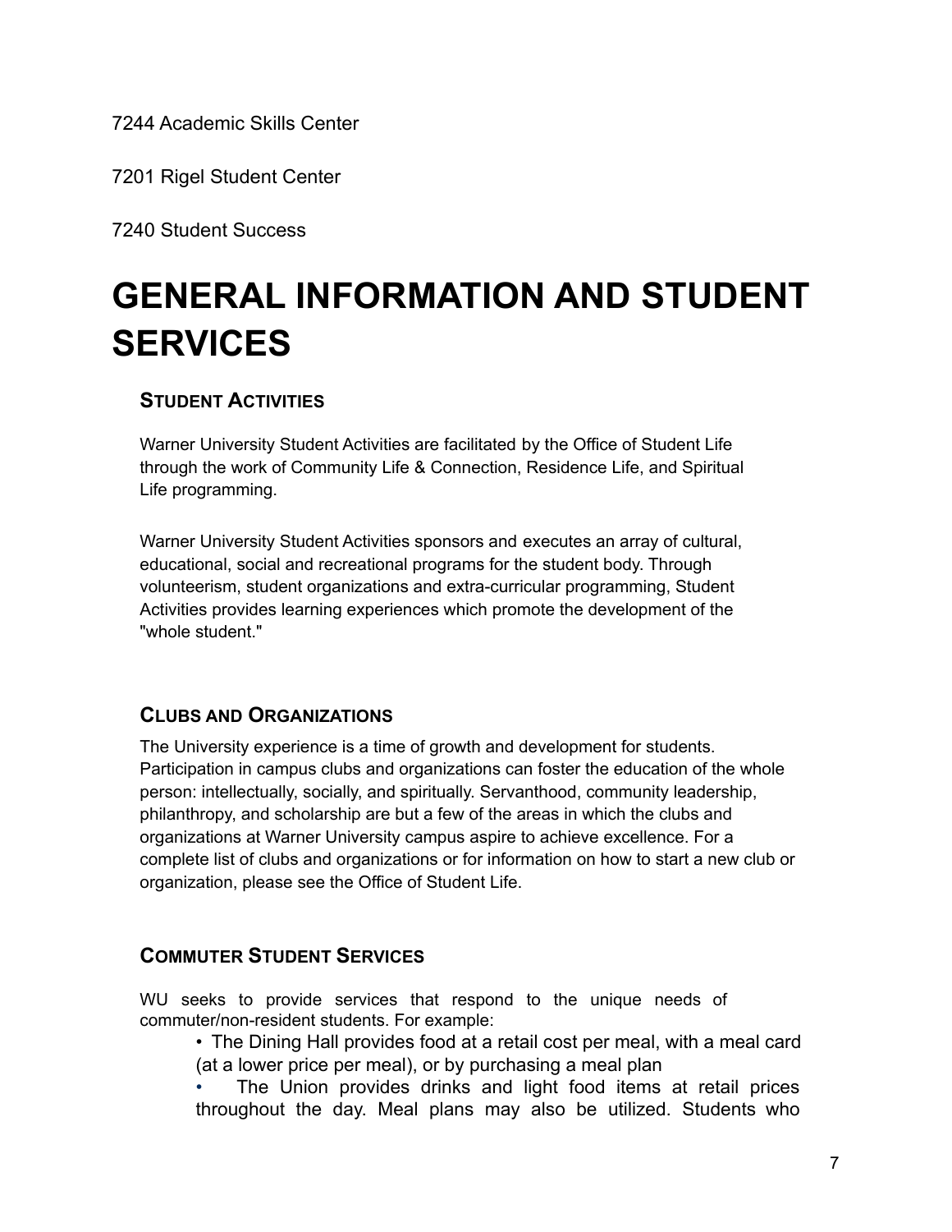7244 Academic Skills Center

7201 Rigel Student Center

7240 Student Success

# GENERAL INFORMATION AND STUDENT SERVICES

### STUDENT ACTIVITIES

Warner University Student Activities are facilitated by the Office of Student Life through the work of Community Life & Connection, Residence Life, and Spiritual Life programming.

Warner University Student Activities sponsors and executes an array of cultural, educational, social and recreational programs for the student body. Through volunteerism, student organizations and extra-curricular programming, Student Activities provides learning experiences which promote the development of the "whole student."

### CLUBS AND ORGANIZATIONS

The University experience is a time of growth and development for students. Participation in campus clubs and organizations can foster the education of the whole person: intellectually, socially, and spiritually. Servanthood, community leadership, philanthropy, and scholarship are but a few of the areas in which the clubs and organizations at Warner University campus aspire to achieve excellence. For a complete list of clubs and organizations or for information on how to start a new club or organization, please see the Office of Student Life.

### COMMUTER STUDENT SERVICES

WU seeks to provide services that respond to the unique needs of commuter/non-resident students. For example:

- The Dining Hall provides food at a retail cost per meal, with a meal card (at a lower price per meal), or by purchasing a meal plan
- The Union provides drinks and light food items at retail prices throughout the day. Meal plans may also be utilized. Students who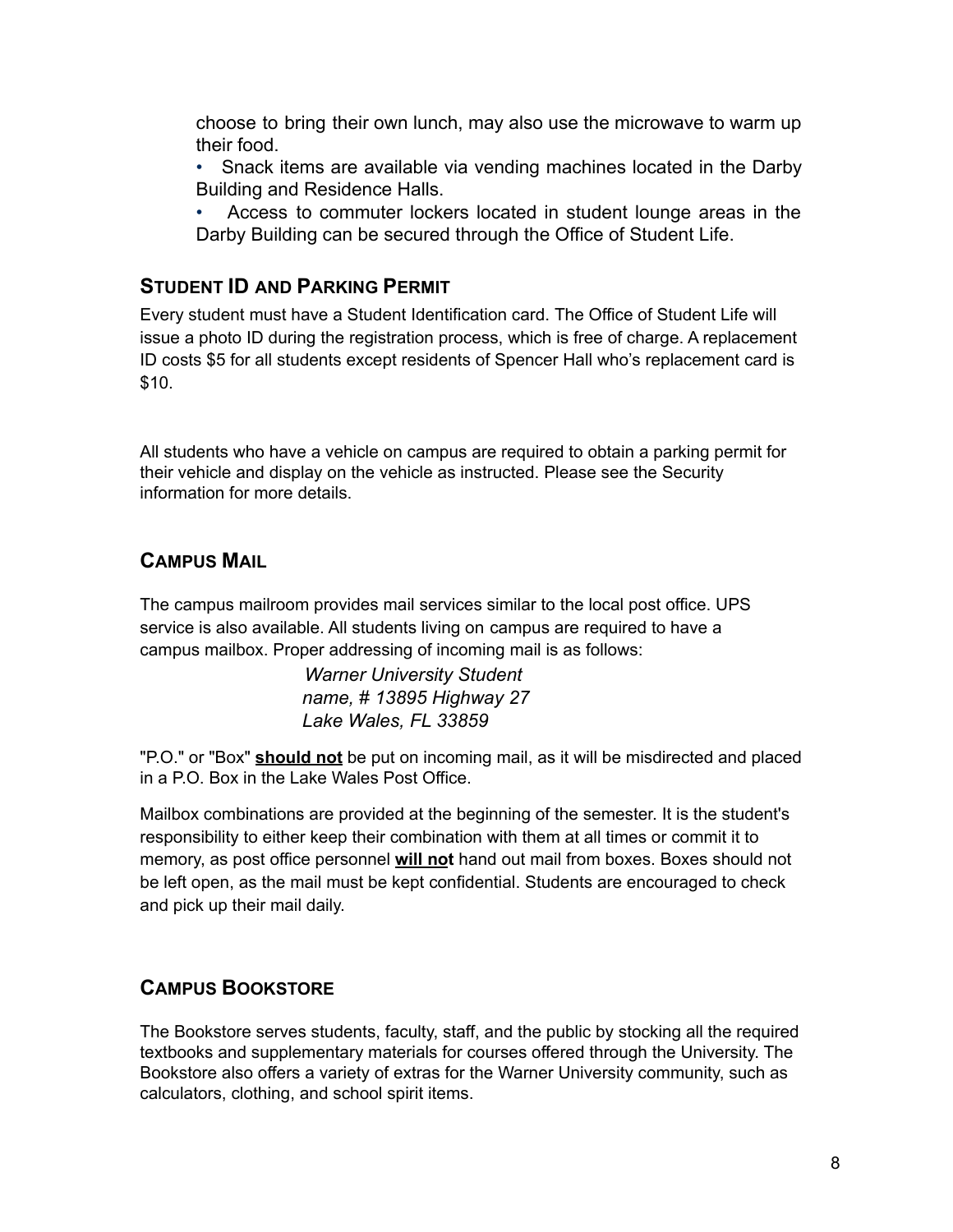choose to bring their own lunch, may also use the microwave to warm up their food.

- Snack items are available via vending machines located in the Darby Building and Residence Halls.
- Access to commuter lockers located in student lounge areas in the Darby Building can be secured through the Office of Student Life.

## STUDENT ID AND PARKING PERMIT

Every student must have a Student Identification card. The Office of Student Life will issue a photo ID during the registration process, which is free of charge. A replacement ID costs $5 for all students except residents of Spencer Hall who's replacement card is $10.

All students who have a vehicle on campus are required to obtain a parking permit for their vehicle and display on the vehicle as instructed. Please see the Security information for more details.

## CAMPUS MAIL

The campus mailroom provides mail services similar to the local post office. UPS service is also available. All students living on campus are required to have a campus mailbox. Proper addressing of incoming mail is as follows:

*Warner University Student name, # 13895 Highway 27*
*Lake Wales, FL 33859*

"P.O." or "Box" **should not** be put on incoming mail, as it will be misdirected and placed in a P.O. Box in the Lake Wales Post Office.

Mailbox combinations are provided at the beginning of the semester. It is the student's responsibility to either keep their combination with them at all times or commit it to memory, as post office personnel **will not** hand out mail from boxes. Boxes should not be left open, as the mail must be kept confidential. Students are encouraged to check and pick up their mail daily.

## CAMPUS BOOKSTORE

The Bookstore serves students, faculty, staff, and the public by stocking all the required textbooks and supplementary materials for courses offered through the University. The Bookstore also offers a variety of extras for the Warner University community, such as calculators, clothing, and school spirit items.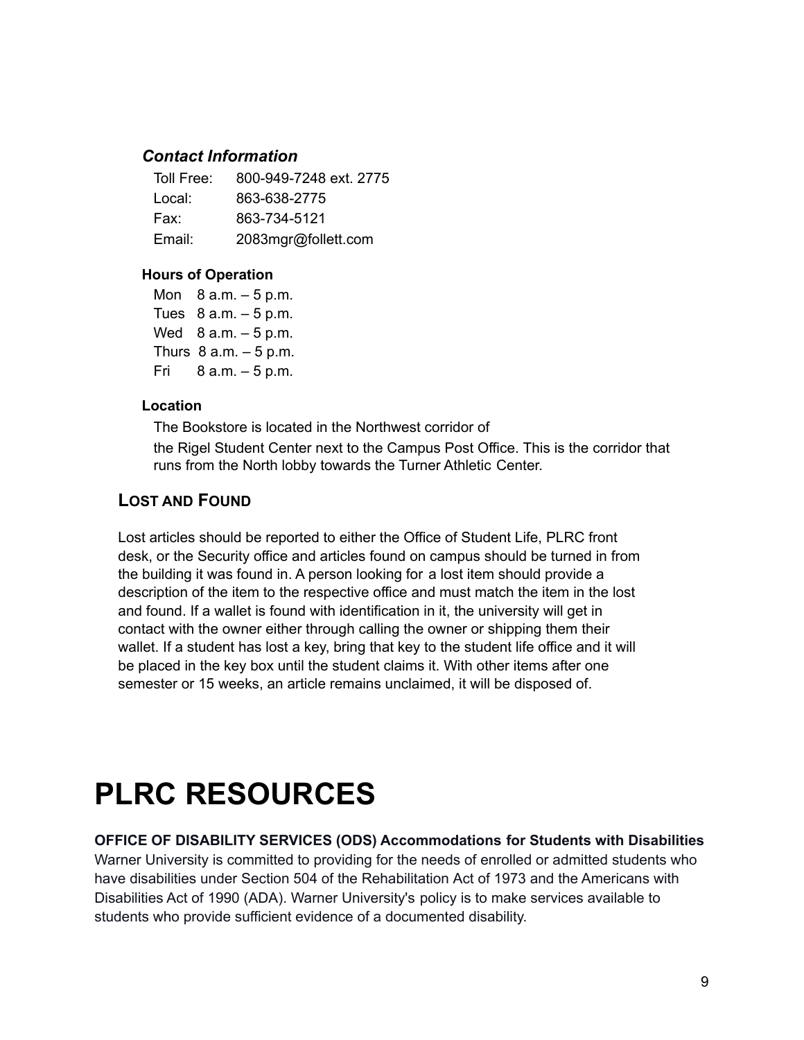### *Contact Information*

Toll Free: 800-949-7248 ext. 2775
Local: 863-638-2775
Fax: 863-734-5121
Email: 2083mgr@follett.com

#### Hours of Operation

Mon 8 a.m. – 5 p.m.
Tues 8 a.m. – 5 p.m.
Wed 8 a.m. – 5 p.m.
Thurs 8 a.m. – 5 p.m.
Fri 8 a.m. – 5 p.m.

#### Location

The Bookstore is located in the Northwest corridor of the Rigel Student Center next to the Campus Post Office. This is the corridor that runs from the North lobby towards the Turner Athletic Center.

## LOST AND FOUND

Lost articles should be reported to either the Office of Student Life, PLRC front desk, or the Security office and articles found on campus should be turned in from the building it was found in. A person looking for a lost item should provide a description of the item to the respective office and must match the item in the lost and found. If a wallet is found with identification in it, the university will get in contact with the owner either through calling the owner or shipping them their wallet. If a student has lost a key, bring that key to the student life office and it will be placed in the key box until the student claims it. With other items after one semester or 15 weeks, an article remains unclaimed, it will be disposed of.

# PLRC RESOURCES

**OFFICE OF DISABILITY SERVICES (ODS) Accommodations for Students with Disabilities**
Warner University is committed to providing for the needs of enrolled or admitted students who have disabilities under Section 504 of the Rehabilitation Act of 1973 and the Americans with Disabilities Act of 1990 (ADA). Warner University's policy is to make services available to students who provide sufficient evidence of a documented disability.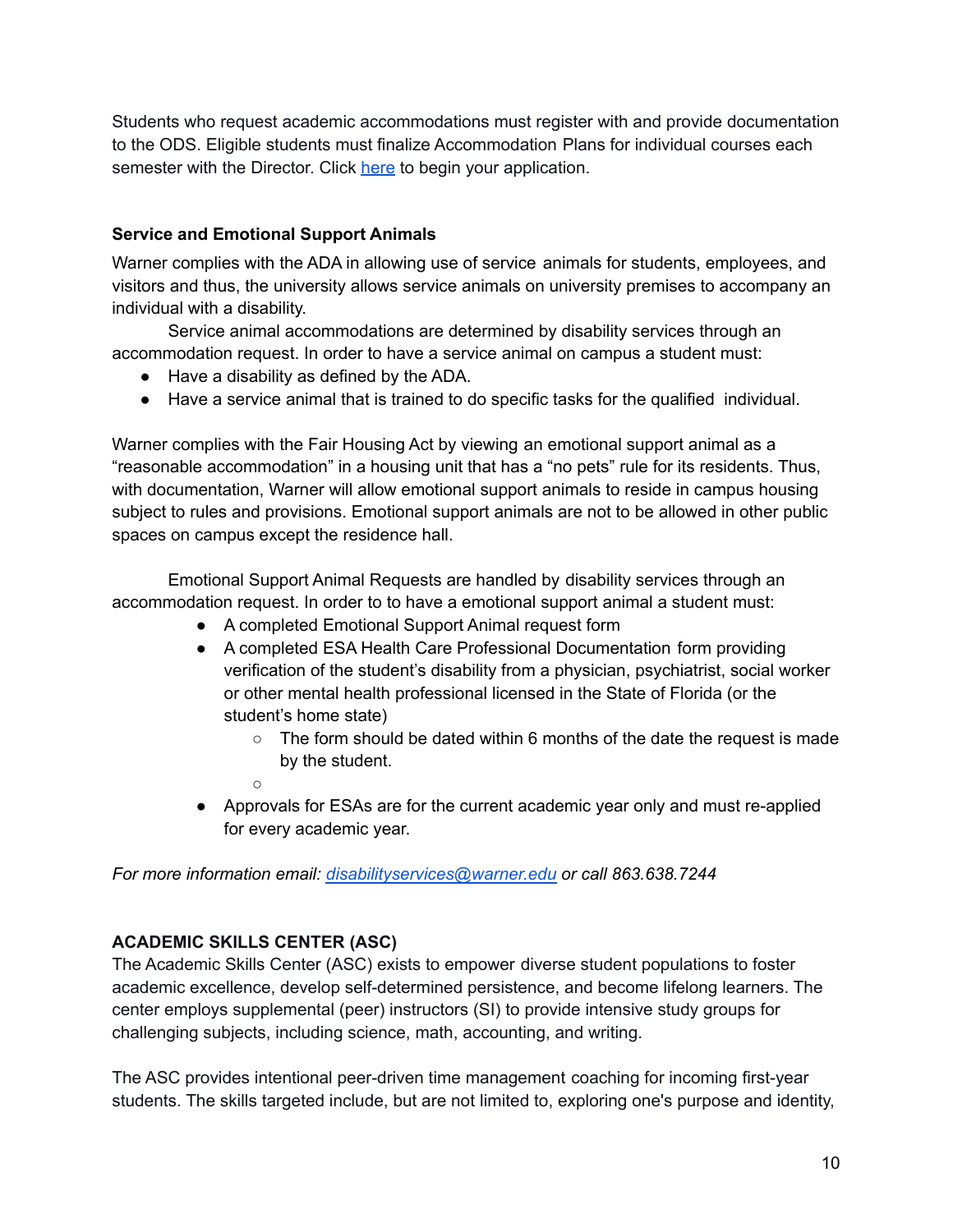Students who request academic accommodations must register with and provide documentation to the ODS. Eligible students must finalize Accommodation Plans for individual courses each semester with the Director. Click [here]() to begin your application.

**Service and Emotional Support Animals**

Warner complies with the ADA in allowing use of service animals for students, employees, and visitors and thus, the university allows service animals on university premises to accompany an individual with a disability.

Service animal accommodations are determined by disability services through an accommodation request. In order to have a service animal on campus a student must:

- Have a disability as defined by the ADA.
- Have a service animal that is trained to do specific tasks for the qualified individual.

Warner complies with the Fair Housing Act by viewing an emotional support animal as a "reasonable accommodation" in a housing unit that has a "no pets" rule for its residents. Thus, with documentation, Warner will allow emotional support animals to reside in campus housing subject to rules and provisions. Emotional support animals are not to be allowed in other public spaces on campus except the residence hall.

Emotional Support Animal Requests are handled by disability services through an accommodation request. In order to to have a emotional support animal a student must:

- A completed Emotional Support Animal request form
- A completed ESA Health Care Professional Documentation form providing verification of the student's disability from a physician, psychiatrist, social worker or other mental health professional licensed in the State of Florida (or the student's home state)
    - The form should be dated within 6 months of the date the request is made by the student.
- Approvals for ESAs are for the current academic year only and must re-applied for every academic year.

*For more information email: [disabilityservices@warner.edu](mailto:disabilityservices@warner.edu) or call 863.638.7244*

**ACADEMIC SKILLS CENTER (ASC)**

The Academic Skills Center (ASC) exists to empower diverse student populations to foster academic excellence, develop self-determined persistence, and become lifelong learners. The center employs supplemental (peer) instructors (SI) to provide intensive study groups for challenging subjects, including science, math, accounting, and writing.

The ASC provides intentional peer-driven time management coaching for incoming first-year students. The skills targeted include, but are not limited to, exploring one's purpose and identity,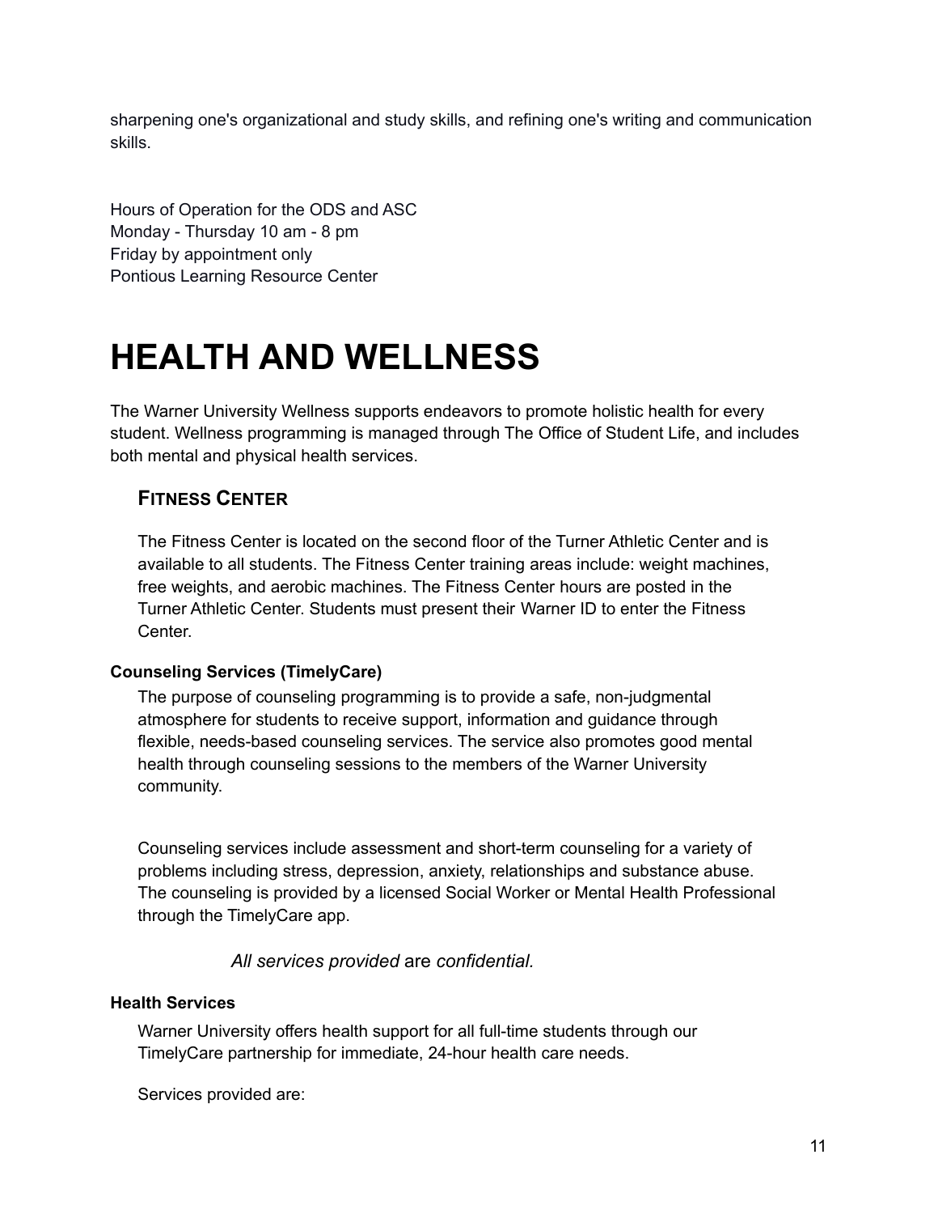sharpening one's organizational and study skills, and refining one's writing and communication skills.

Hours of Operation for the ODS and ASC
Monday - Thursday 10 am - 8 pm
Friday by appointment only
Pontious Learning Resource Center

# HEALTH AND WELLNESS

The Warner University Wellness supports endeavors to promote holistic health for every student. Wellness programming is managed through The Office of Student Life, and includes both mental and physical health services.

## FITNESS CENTER

The Fitness Center is located on the second floor of the Turner Athletic Center and is available to all students. The Fitness Center training areas include: weight machines, free weights, and aerobic machines. The Fitness Center hours are posted in the Turner Athletic Center. Students must present their Warner ID to enter the Fitness Center.

### Counseling Services (TimelyCare)

The purpose of counseling programming is to provide a safe, non-judgmental atmosphere for students to receive support, information and guidance through flexible, needs-based counseling services. The service also promotes good mental health through counseling sessions to the members of the Warner University community.

Counseling services include assessment and short-term counseling for a variety of problems including stress, depression, anxiety, relationships and substance abuse. The counseling is provided by a licensed Social Worker or Mental Health Professional through the TimelyCare app.

*All services provided* are *confidential.*

### Health Services

Warner University offers health support for all full-time students through our TimelyCare partnership for immediate, 24-hour health care needs.

Services provided are: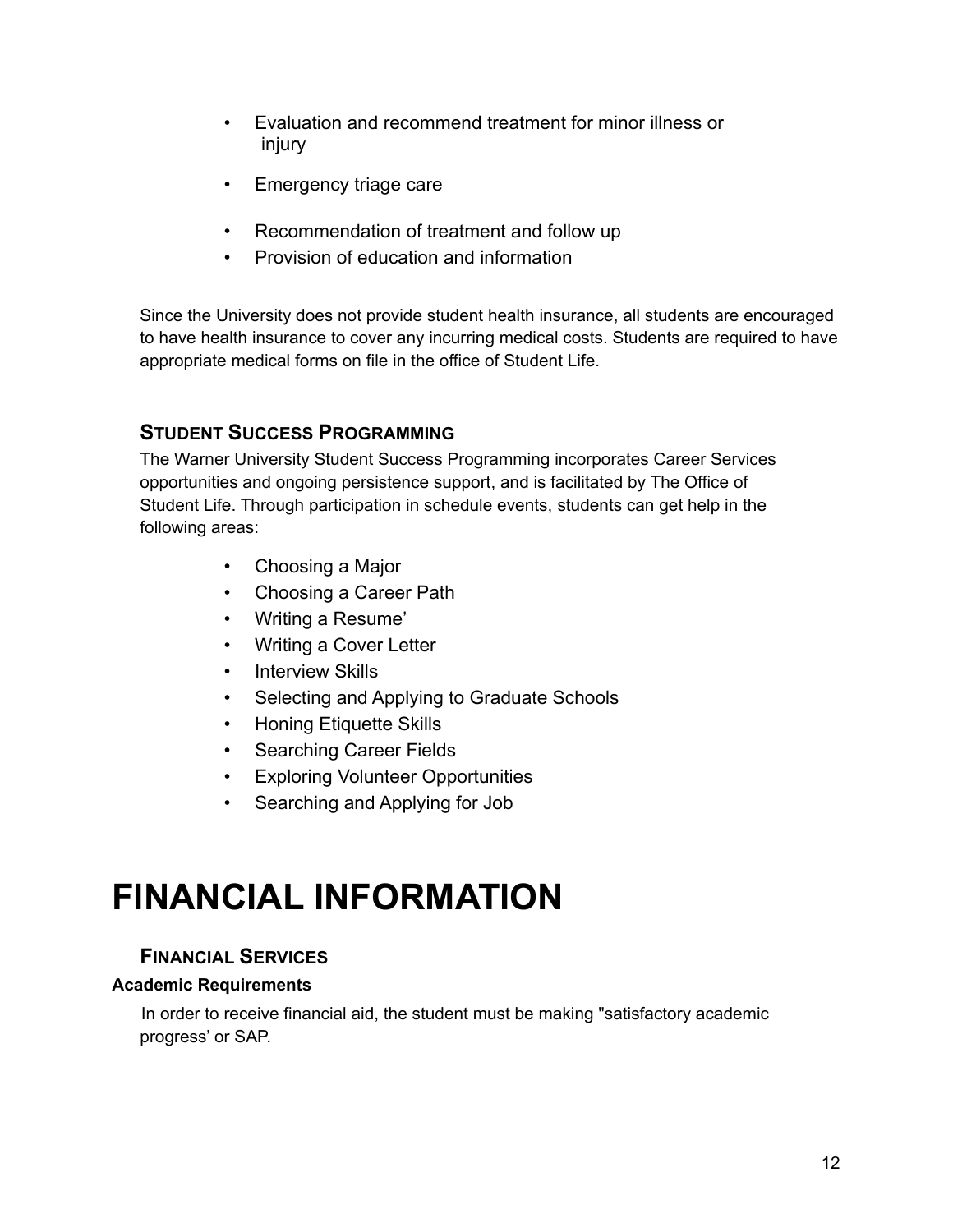- Evaluation and recommend treatment for minor illness or injury
- Emergency triage care
- Recommendation of treatment and follow up
- Provision of education and information

Since the University does not provide student health insurance, all students are encouraged to have health insurance to cover any incurring medical costs. Students are required to have appropriate medical forms on file in the office of Student Life.

### STUDENT SUCCESS PROGRAMMING

The Warner University Student Success Programming incorporates Career Services opportunities and ongoing persistence support, and is facilitated by The Office of Student Life. Through participation in schedule events, students can get help in the following areas:

- Choosing a Major
- Choosing a Career Path
- Writing a Resume'
- Writing a Cover Letter
- Interview Skills
- Selecting and Applying to Graduate Schools
- Honing Etiquette Skills
- Searching Career Fields
- Exploring Volunteer Opportunities
- Searching and Applying for Job

# FINANCIAL INFORMATION

### FINANCIAL SERVICES

**Academic Requirements**

In order to receive financial aid, the student must be making "satisfactory academic progress' or SAP.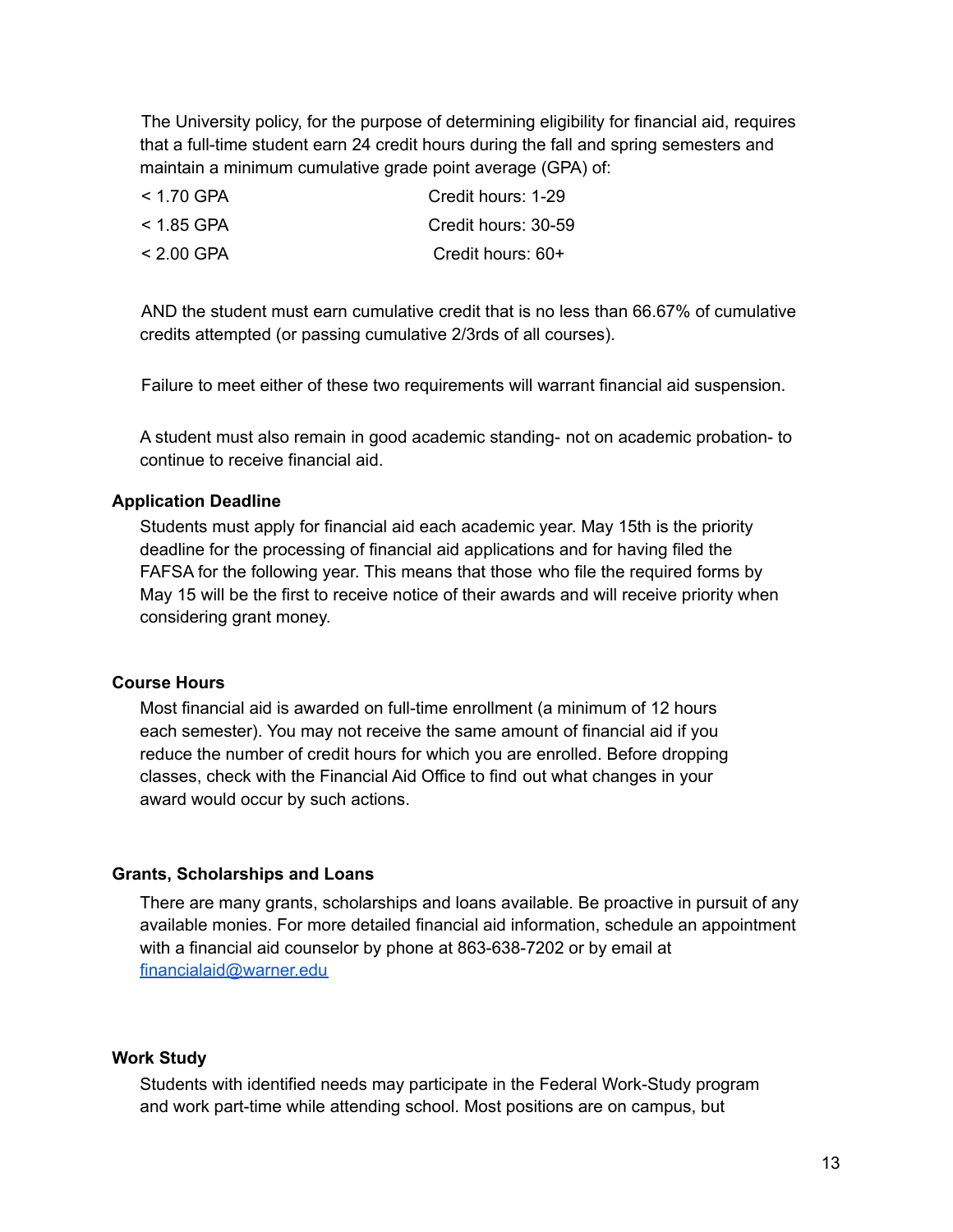The University policy, for the purpose of determining eligibility for financial aid, requires that a full-time student earn 24 credit hours during the fall and spring semesters and maintain a minimum cumulative grade point average (GPA) of:

| | |
|---|---|
| < 1.70 GPA | Credit hours: 1-29 |
| < 1.85 GPA | Credit hours: 30-59 |
| < 2.00 GPA | Credit hours: 60+ |

AND the student must earn cumulative credit that is no less than 66.67% of cumulative credits attempted (or passing cumulative 2/3rds of all courses).

Failure to meet either of these two requirements will warrant financial aid suspension.

A student must also remain in good academic standing- not on academic probation- to continue to receive financial aid.

**Application Deadline**

Students must apply for financial aid each academic year. May 15th is the priority deadline for the processing of financial aid applications and for having filed the FAFSA for the following year. This means that those who file the required forms by May 15 will be the first to receive notice of their awards and will receive priority when considering grant money.

**Course Hours**

Most financial aid is awarded on full-time enrollment (a minimum of 12 hours each semester). You may not receive the same amount of financial aid if you reduce the number of credit hours for which you are enrolled. Before dropping classes, check with the Financial Aid Office to find out what changes in your award would occur by such actions.

**Grants, Scholarships and Loans**

There are many grants, scholarships and loans available. Be proactive in pursuit of any available monies. For more detailed financial aid information, schedule an appointment with a financial aid counselor by phone at 863-638-7202 or by email at [financialaid@warner.edu](mailto:financialaid@warner.edu)

**Work Study**

Students with identified needs may participate in the Federal Work-Study program and work part-time while attending school. Most positions are on campus, but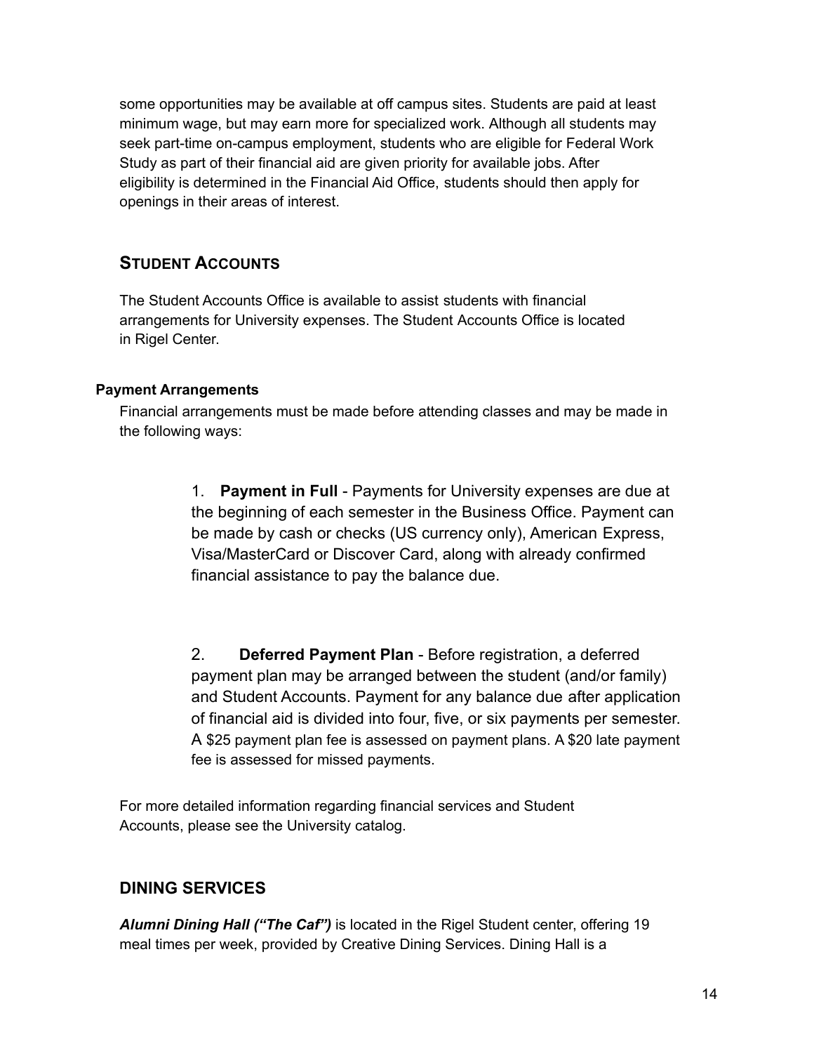some opportunities may be available at off campus sites. Students are paid at least minimum wage, but may earn more for specialized work. Although all students may seek part-time on-campus employment, students who are eligible for Federal Work Study as part of their financial aid are given priority for available jobs. After eligibility is determined in the Financial Aid Office, students should then apply for openings in their areas of interest.

## STUDENT ACCOUNTS

The Student Accounts Office is available to assist students with financial arrangements for University expenses. The Student Accounts Office is located in Rigel Center.

### Payment Arrangements

Financial arrangements must be made before attending classes and may be made in the following ways:

1. **Payment in Full** - Payments for University expenses are due at the beginning of each semester in the Business Office. Payment can be made by cash or checks (US currency only), American Express, Visa/MasterCard or Discover Card, along with already confirmed financial assistance to pay the balance due.

2. **Deferred Payment Plan** - Before registration, a deferred payment plan may be arranged between the student (and/or family) and Student Accounts. Payment for any balance due after application of financial aid is divided into four, five, or six payments per semester. A $25 payment plan fee is assessed on payment plans. A $20 late payment fee is assessed for missed payments.

For more detailed information regarding financial services and Student Accounts, please see the University catalog.

## DINING SERVICES

***Alumni Dining Hall ("The Caf")*** is located in the Rigel Student center, offering 19 meal times per week, provided by Creative Dining Services. Dining Hall is a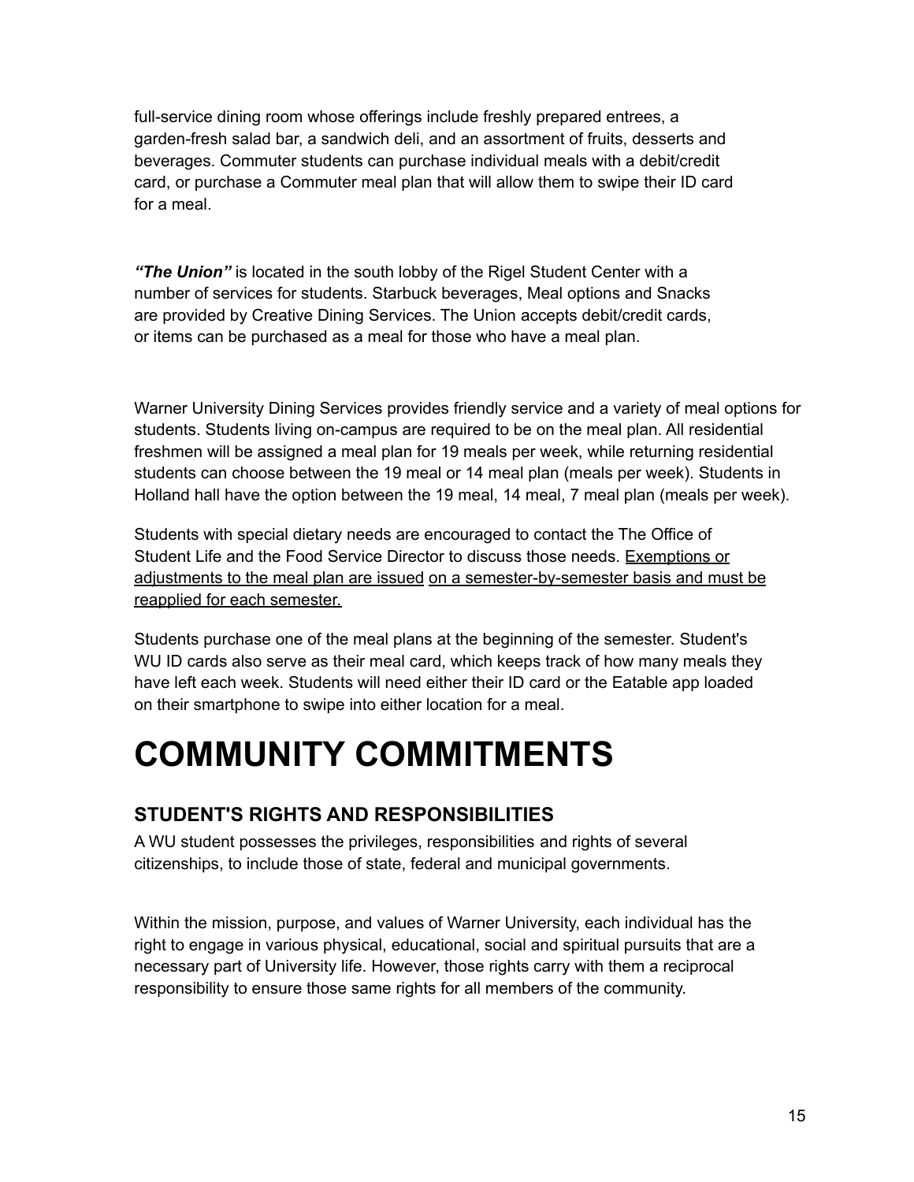full-service dining room whose offerings include freshly prepared entrees, a garden-fresh salad bar, a sandwich deli, and an assortment of fruits, desserts and beverages. Commuter students can purchase individual meals with a debit/credit card, or purchase a Commuter meal plan that will allow them to swipe their ID card for a meal.

***"The Union"*** is located in the south lobby of the Rigel Student Center with a number of services for students. Starbuck beverages, Meal options and Snacks are provided by Creative Dining Services. The Union accepts debit/credit cards, or items can be purchased as a meal for those who have a meal plan.

Warner University Dining Services provides friendly service and a variety of meal options for students. Students living on-campus are required to be on the meal plan. All residential freshmen will be assigned a meal plan for 19 meals per week, while returning residential students can choose between the 19 meal or 14 meal plan (meals per week). Students in Holland hall have the option between the 19 meal, 14 meal, 7 meal plan (meals per week).

Students with special dietary needs are encouraged to contact the The Office of Student Life and the Food Service Director to discuss those needs. <u>Exemptions or adjustments to the meal plan are issued on a semester-by-semester basis and must be reapplied for each semester.</u>

Students purchase one of the meal plans at the beginning of the semester. Student's WU ID cards also serve as their meal card, which keeps track of how many meals they have left each week. Students will need either their ID card or the Eatable app loaded on their smartphone to swipe into either location for a meal.

# COMMUNITY COMMITMENTS

## STUDENT'S RIGHTS AND RESPONSIBILITIES

A WU student possesses the privileges, responsibilities and rights of several citizenships, to include those of state, federal and municipal governments.

Within the mission, purpose, and values of Warner University, each individual has the right to engage in various physical, educational, social and spiritual pursuits that are a necessary part of University life. However, those rights carry with them a reciprocal responsibility to ensure those same rights for all members of the community.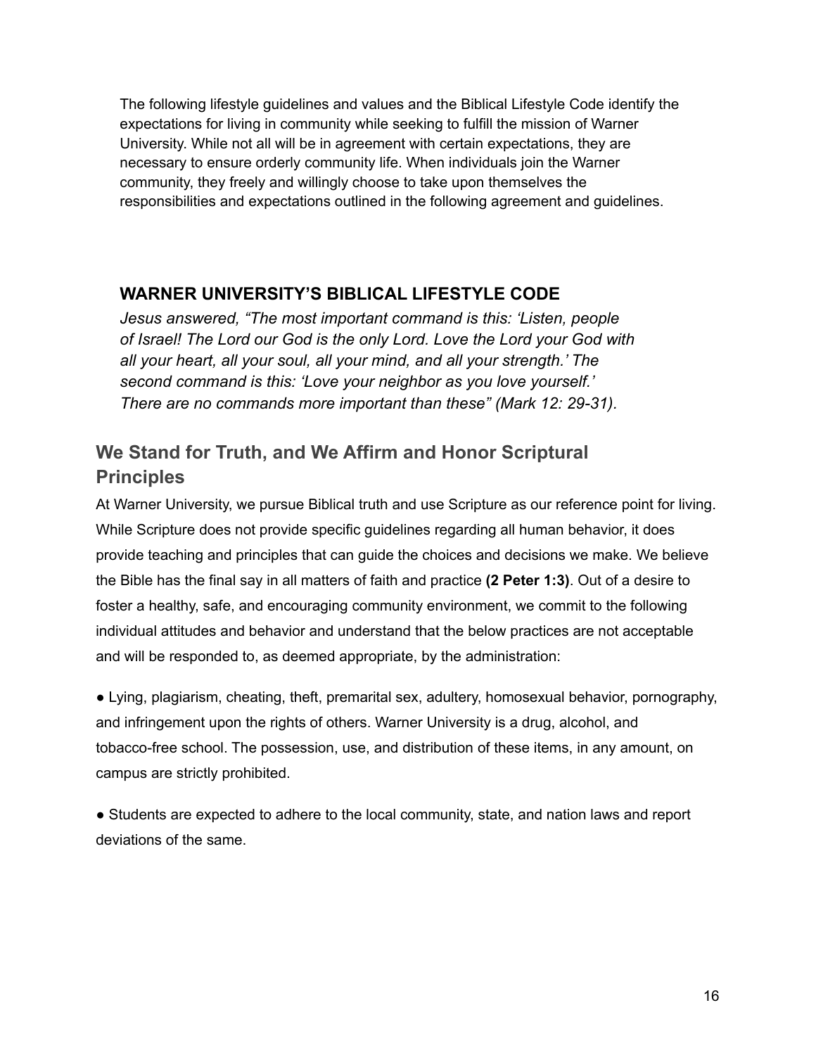The following lifestyle guidelines and values and the Biblical Lifestyle Code identify the expectations for living in community while seeking to fulfill the mission of Warner University. While not all will be in agreement with certain expectations, they are necessary to ensure orderly community life. When individuals join the Warner community, they freely and willingly choose to take upon themselves the responsibilities and expectations outlined in the following agreement and guidelines.

## WARNER UNIVERSITY'S BIBLICAL LIFESTYLE CODE

*Jesus answered, "The most important command is this: 'Listen, people of Israel! The Lord our God is the only Lord. Love the Lord your God with all your heart, all your soul, all your mind, and all your strength.' The second command is this: 'Love your neighbor as you love yourself.' There are no commands more important than these" (Mark 12: 29-31).*

### We Stand for Truth, and We Affirm and Honor Scriptural Principles

At Warner University, we pursue Biblical truth and use Scripture as our reference point for living. While Scripture does not provide specific guidelines regarding all human behavior, it does provide teaching and principles that can guide the choices and decisions we make. We believe the Bible has the final say in all matters of faith and practice **(2 Peter 1:3)**. Out of a desire to foster a healthy, safe, and encouraging community environment, we commit to the following individual attitudes and behavior and understand that the below practices are not acceptable and will be responded to, as deemed appropriate, by the administration:

- Lying, plagiarism, cheating, theft, premarital sex, adultery, homosexual behavior, pornography, and infringement upon the rights of others. Warner University is a drug, alcohol, and tobacco-free school. The possession, use, and distribution of these items, in any amount, on campus are strictly prohibited.

- Students are expected to adhere to the local community, state, and nation laws and report deviations of the same.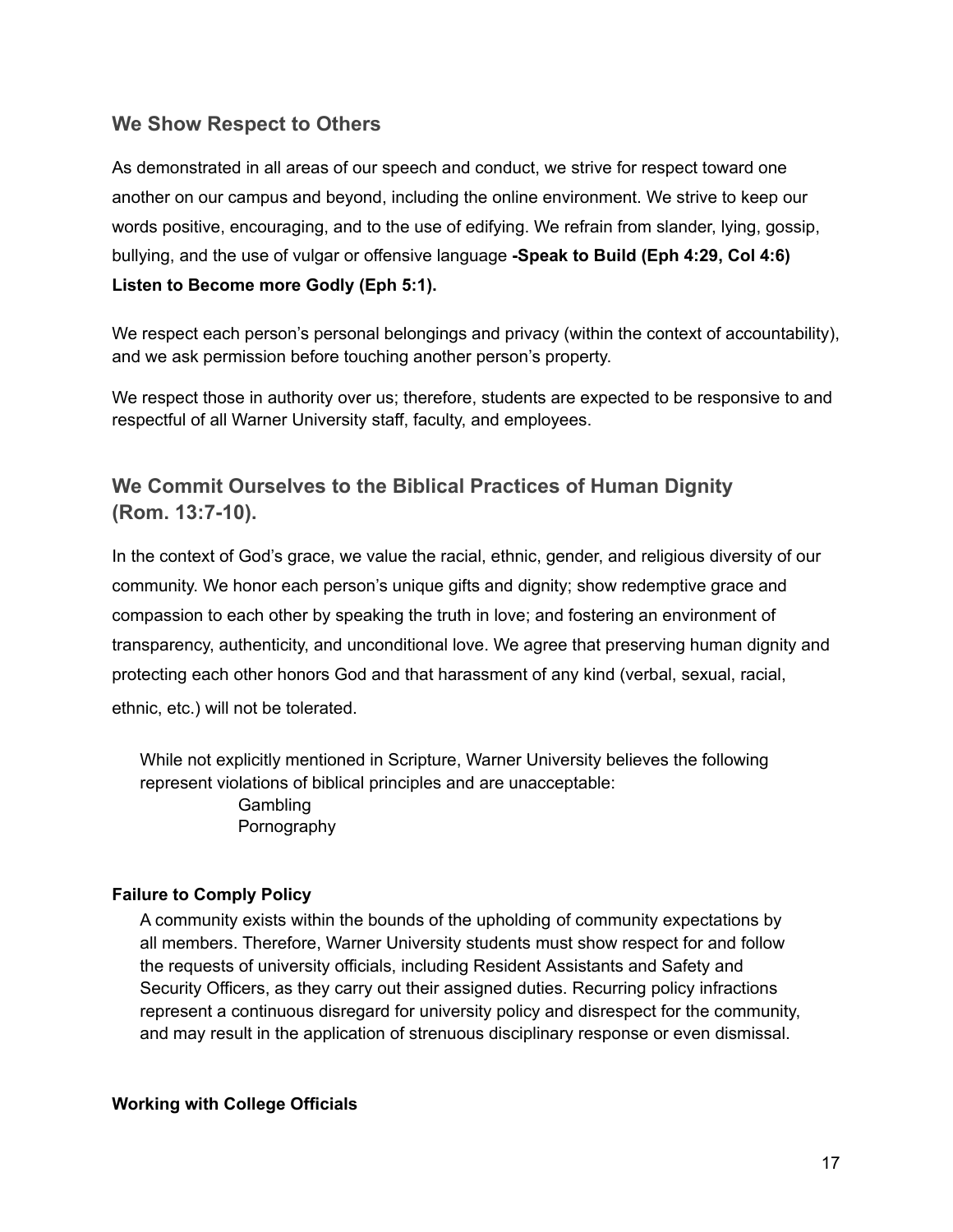## We Show Respect to Others

As demonstrated in all areas of our speech and conduct, we strive for respect toward one another on our campus and beyond, including the online environment. We strive to keep our words positive, encouraging, and to the use of edifying. We refrain from slander, lying, gossip, bullying, and the use of vulgar or offensive language **-Speak to Build (Eph 4:29, Col 4:6) Listen to Become more Godly (Eph 5:1).**

We respect each person's personal belongings and privacy (within the context of accountability), and we ask permission before touching another person's property.

We respect those in authority over us; therefore, students are expected to be responsive to and respectful of all Warner University staff, faculty, and employees.

## We Commit Ourselves to the Biblical Practices of Human Dignity (Rom. 13:7-10).

In the context of God's grace, we value the racial, ethnic, gender, and religious diversity of our community. We honor each person's unique gifts and dignity; show redemptive grace and compassion to each other by speaking the truth in love; and fostering an environment of transparency, authenticity, and unconditional love. We agree that preserving human dignity and protecting each other honors God and that harassment of any kind (verbal, sexual, racial, ethnic, etc.) will not be tolerated.

While not explicitly mentioned in Scripture, Warner University believes the following represent violations of biblical principles and are unacceptable:

- Gambling
- Pornography

**Failure to Comply Policy**

A community exists within the bounds of the upholding of community expectations by all members. Therefore, Warner University students must show respect for and follow the requests of university officials, including Resident Assistants and Safety and Security Officers, as they carry out their assigned duties. Recurring policy infractions represent a continuous disregard for university policy and disrespect for the community, and may result in the application of strenuous disciplinary response or even dismissal.

**Working with College Officials**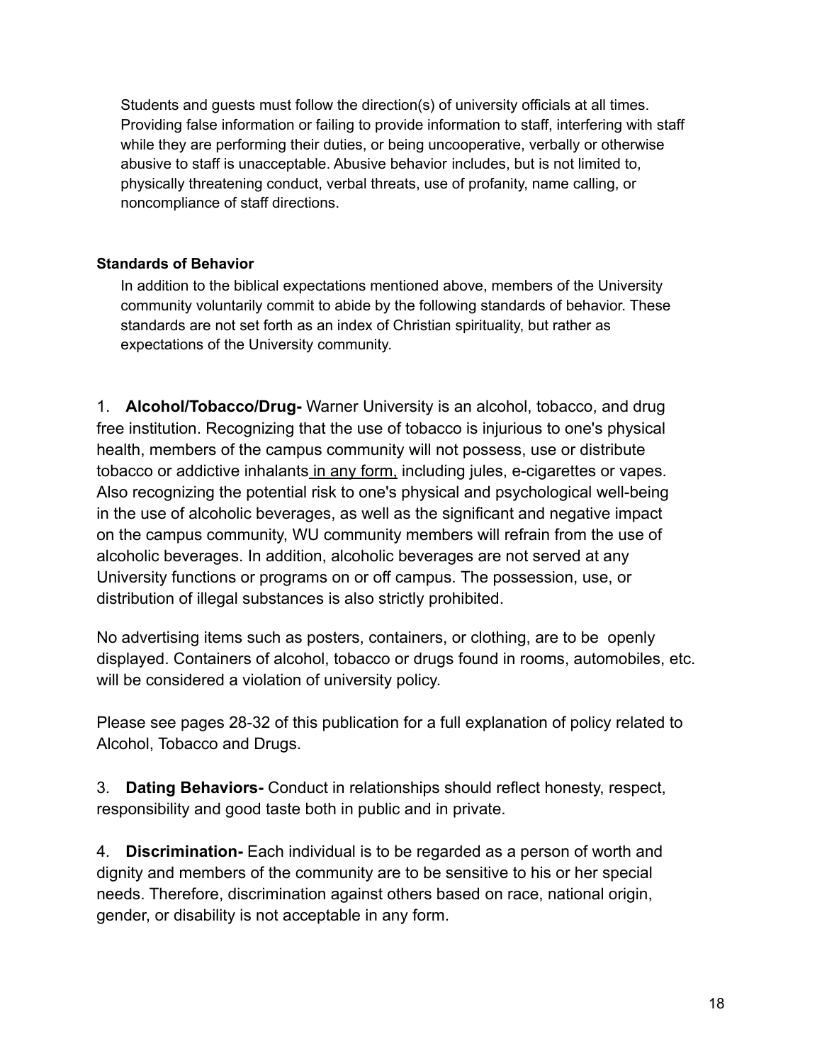Students and guests must follow the direction(s) of university officials at all times. Providing false information or failing to provide information to staff, interfering with staff while they are performing their duties, or being uncooperative, verbally or otherwise abusive to staff is unacceptable. Abusive behavior includes, but is not limited to, physically threatening conduct, verbal threats, use of profanity, name calling, or noncompliance of staff directions.

**Standards of Behavior**

In addition to the biblical expectations mentioned above, members of the University community voluntarily commit to abide by the following standards of behavior. These standards are not set forth as an index of Christian spirituality, but rather as expectations of the University community.

1. **Alcohol/Tobacco/Drug-** Warner University is an alcohol, tobacco, and drug free institution. Recognizing that the use of tobacco is injurious to one's physical health, members of the campus community will not possess, use or distribute tobacco or addictive inhalants <u>in any form,</u> including jules, e-cigarettes or vapes. Also recognizing the potential risk to one's physical and psychological well-being in the use of alcoholic beverages, as well as the significant and negative impact on the campus community, WU community members will refrain from the use of alcoholic beverages. In addition, alcoholic beverages are not served at any University functions or programs on or off campus. The possession, use, or distribution of illegal substances is also strictly prohibited.

No advertising items such as posters, containers, or clothing, are to be openly displayed. Containers of alcohol, tobacco or drugs found in rooms, automobiles, etc. will be considered a violation of university policy.

Please see pages 28-32 of this publication for a full explanation of policy related to Alcohol, Tobacco and Drugs.

3. **Dating Behaviors-** Conduct in relationships should reflect honesty, respect, responsibility and good taste both in public and in private.

4. **Discrimination-** Each individual is to be regarded as a person of worth and dignity and members of the community are to be sensitive to his or her special needs. Therefore, discrimination against others based on race, national origin, gender, or disability is not acceptable in any form.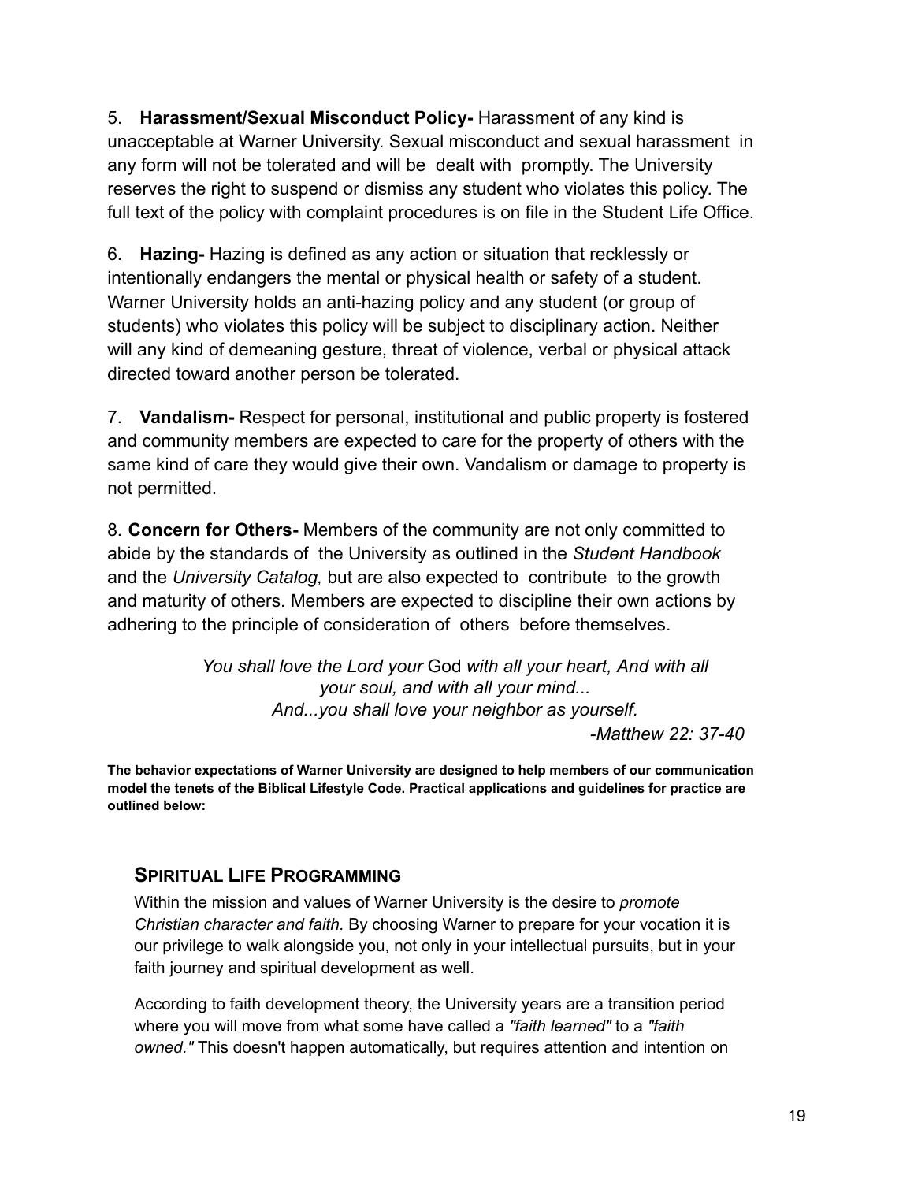5. **Harassment/Sexual Misconduct Policy-** Harassment of any kind is unacceptable at Warner University. Sexual misconduct and sexual harassment in any form will not be tolerated and will be dealt with promptly. The University reserves the right to suspend or dismiss any student who violates this policy. The full text of the policy with complaint procedures is on file in the Student Life Office.

6. **Hazing-** Hazing is defined as any action or situation that recklessly or intentionally endangers the mental or physical health or safety of a student. Warner University holds an anti-hazing policy and any student (or group of students) who violates this policy will be subject to disciplinary action. Neither will any kind of demeaning gesture, threat of violence, verbal or physical attack directed toward another person be tolerated.

7. **Vandalism-** Respect for personal, institutional and public property is fostered and community members are expected to care for the property of others with the same kind of care they would give their own. Vandalism or damage to property is not permitted.

8. **Concern for Others-** Members of the community are not only committed to abide by the standards of the University as outlined in the *Student Handbook* and the *University Catalog,* but are also expected to contribute to the growth and maturity of others. Members are expected to discipline their own actions by adhering to the principle of consideration of others before themselves.

> *You shall love the Lord your* God *with all your heart, And with all your soul, and with all your mind...*
> *And...you shall love your neighbor as yourself.*
>
> *-Matthew 22: 37-40*

**The behavior expectations of Warner University are designed to help members of our communication model the tenets of the Biblical Lifestyle Code. Practical applications and guidelines for practice are outlined below:**

## SPIRITUAL LIFE PROGRAMMING

Within the mission and values of Warner University is the desire to *promote Christian character and faith.* By choosing Warner to prepare for your vocation it is our privilege to walk alongside you, not only in your intellectual pursuits, but in your faith journey and spiritual development as well.

According to faith development theory, the University years are a transition period where you will move from what some have called a *"faith learned"* to a *"faith owned."* This doesn't happen automatically, but requires attention and intention on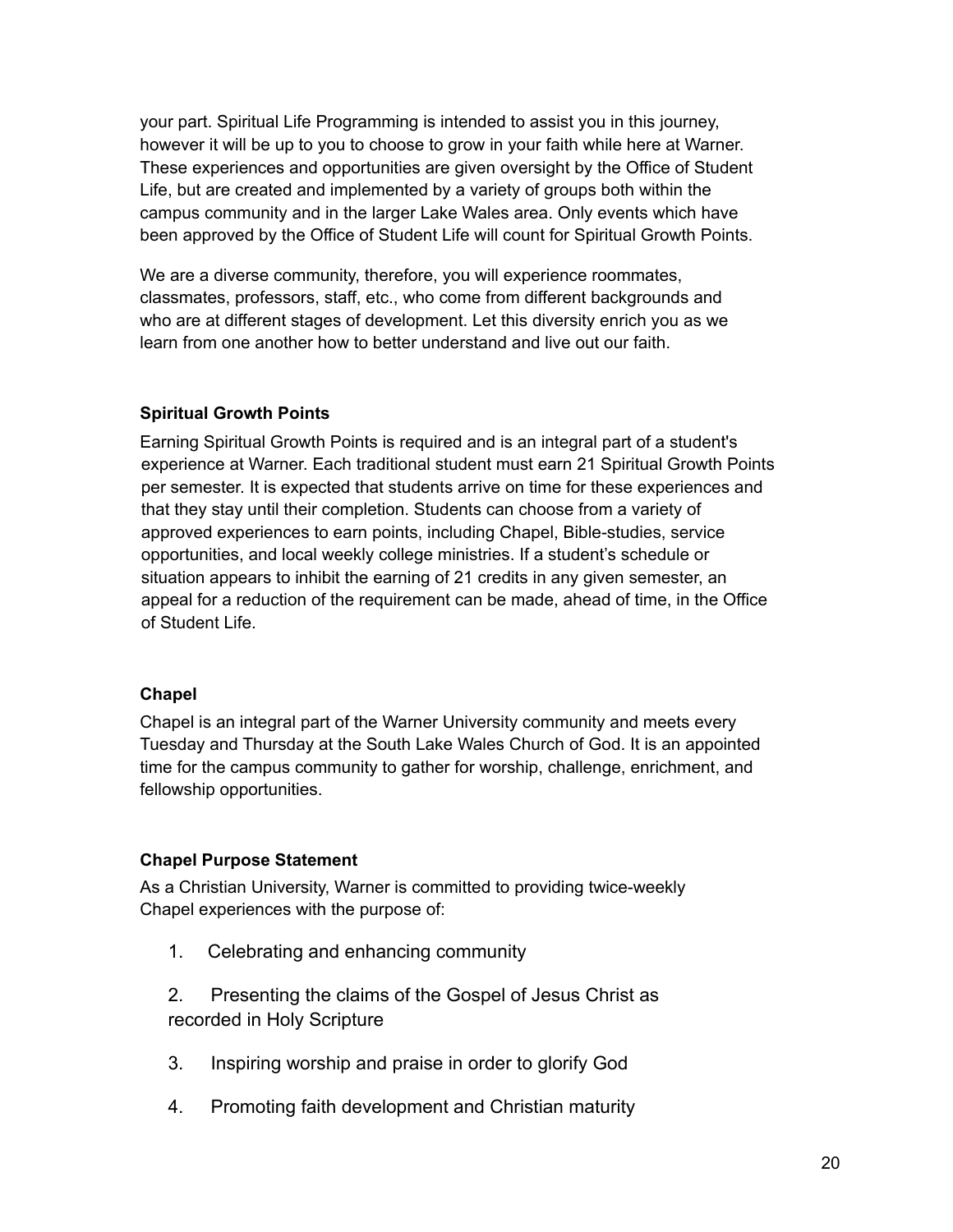your part. Spiritual Life Programming is intended to assist you in this journey, however it will be up to you to choose to grow in your faith while here at Warner. These experiences and opportunities are given oversight by the Office of Student Life, but are created and implemented by a variety of groups both within the campus community and in the larger Lake Wales area. Only events which have been approved by the Office of Student Life will count for Spiritual Growth Points.

We are a diverse community, therefore, you will experience roommates, classmates, professors, staff, etc., who come from different backgrounds and who are at different stages of development. Let this diversity enrich you as we learn from one another how to better understand and live out our faith.

**Spiritual Growth Points**

Earning Spiritual Growth Points is required and is an integral part of a student's experience at Warner. Each traditional student must earn 21 Spiritual Growth Points per semester. It is expected that students arrive on time for these experiences and that they stay until their completion. Students can choose from a variety of approved experiences to earn points, including Chapel, Bible-studies, service opportunities, and local weekly college ministries. If a student's schedule or situation appears to inhibit the earning of 21 credits in any given semester, an appeal for a reduction of the requirement can be made, ahead of time, in the Office of Student Life.

**Chapel**

Chapel is an integral part of the Warner University community and meets every Tuesday and Thursday at the South Lake Wales Church of God. It is an appointed time for the campus community to gather for worship, challenge, enrichment, and fellowship opportunities.

**Chapel Purpose Statement**

As a Christian University, Warner is committed to providing twice-weekly Chapel experiences with the purpose of:

1. Celebrating and enhancing community
2. Presenting the claims of the Gospel of Jesus Christ as recorded in Holy Scripture
3. Inspiring worship and praise in order to glorify God
4. Promoting faith development and Christian maturity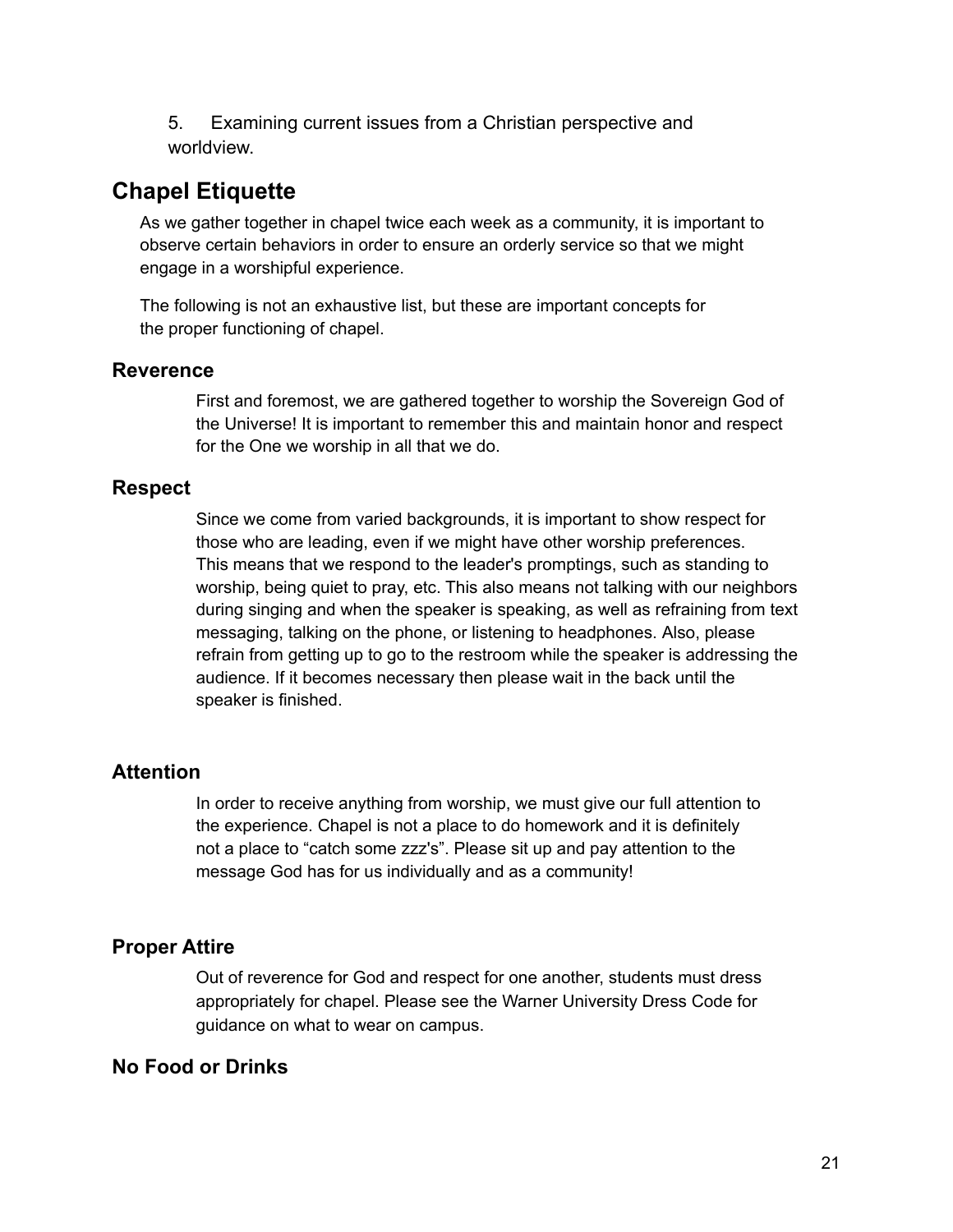5. Examining current issues from a Christian perspective and worldview.

## Chapel Etiquette

As we gather together in chapel twice each week as a community, it is important to observe certain behaviors in order to ensure an orderly service so that we might engage in a worshipful experience.

The following is not an exhaustive list, but these are important concepts for the proper functioning of chapel.

### Reverence

First and foremost, we are gathered together to worship the Sovereign God of the Universe! It is important to remember this and maintain honor and respect for the One we worship in all that we do.

### Respect

Since we come from varied backgrounds, it is important to show respect for those who are leading, even if we might have other worship preferences. This means that we respond to the leader's promptings, such as standing to worship, being quiet to pray, etc. This also means not talking with our neighbors during singing and when the speaker is speaking, as well as refraining from text messaging, talking on the phone, or listening to headphones. Also, please refrain from getting up to go to the restroom while the speaker is addressing the audience. If it becomes necessary then please wait in the back until the speaker is finished.

### Attention

In order to receive anything from worship, we must give our full attention to the experience. Chapel is not a place to do homework and it is definitely not a place to “catch some zzz's”. Please sit up and pay attention to the message God has for us individually and as a community!

### Proper Attire

Out of reverence for God and respect for one another, students must dress appropriately for chapel. Please see the Warner University Dress Code for guidance on what to wear on campus.

### No Food or Drinks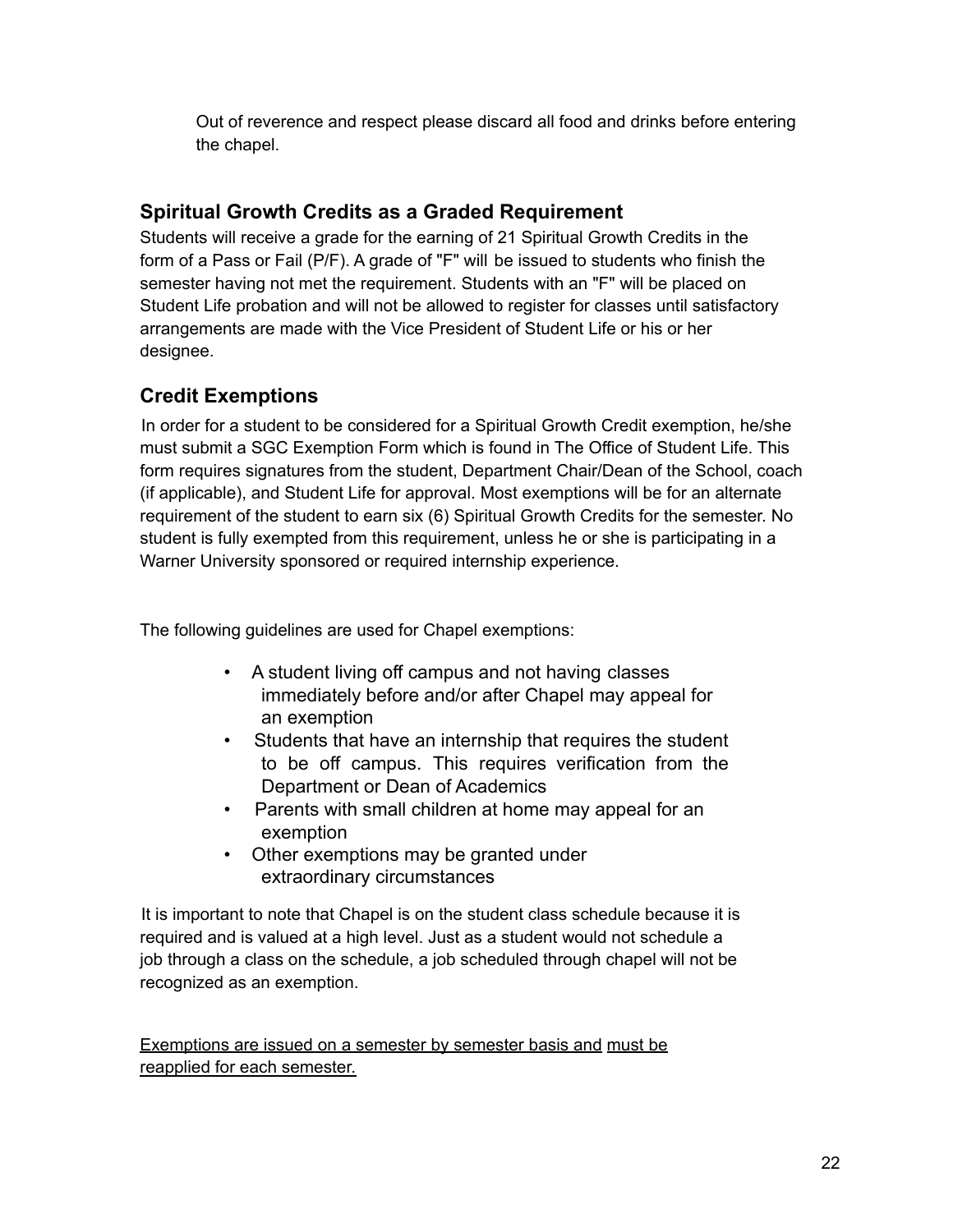Out of reverence and respect please discard all food and drinks before entering the chapel.

## Spiritual Growth Credits as a Graded Requirement

Students will receive a grade for the earning of 21 Spiritual Growth Credits in the form of a Pass or Fail (P/F). A grade of "F" will be issued to students who finish the semester having not met the requirement. Students with an "F" will be placed on Student Life probation and will not be allowed to register for classes until satisfactory arrangements are made with the Vice President of Student Life or his or her designee.

## Credit Exemptions

In order for a student to be considered for a Spiritual Growth Credit exemption, he/she must submit a SGC Exemption Form which is found in The Office of Student Life. This form requires signatures from the student, Department Chair/Dean of the School, coach (if applicable), and Student Life for approval. Most exemptions will be for an alternate requirement of the student to earn six (6) Spiritual Growth Credits for the semester. No student is fully exempted from this requirement, unless he or she is participating in a Warner University sponsored or required internship experience.

The following guidelines are used for Chapel exemptions:

- A student living off campus and not having classes immediately before and/or after Chapel may appeal for an exemption
- Students that have an internship that requires the student to be off campus. This requires verification from the Department or Dean of Academics
- Parents with small children at home may appeal for an exemption
- Other exemptions may be granted under extraordinary circumstances

It is important to note that Chapel is on the student class schedule because it is required and is valued at a high level. Just as a student would not schedule a job through a class on the schedule, a job scheduled through chapel will not be recognized as an exemption.

<u>Exemptions are issued on a semester by semester basis and must be reapplied for each semester.</u>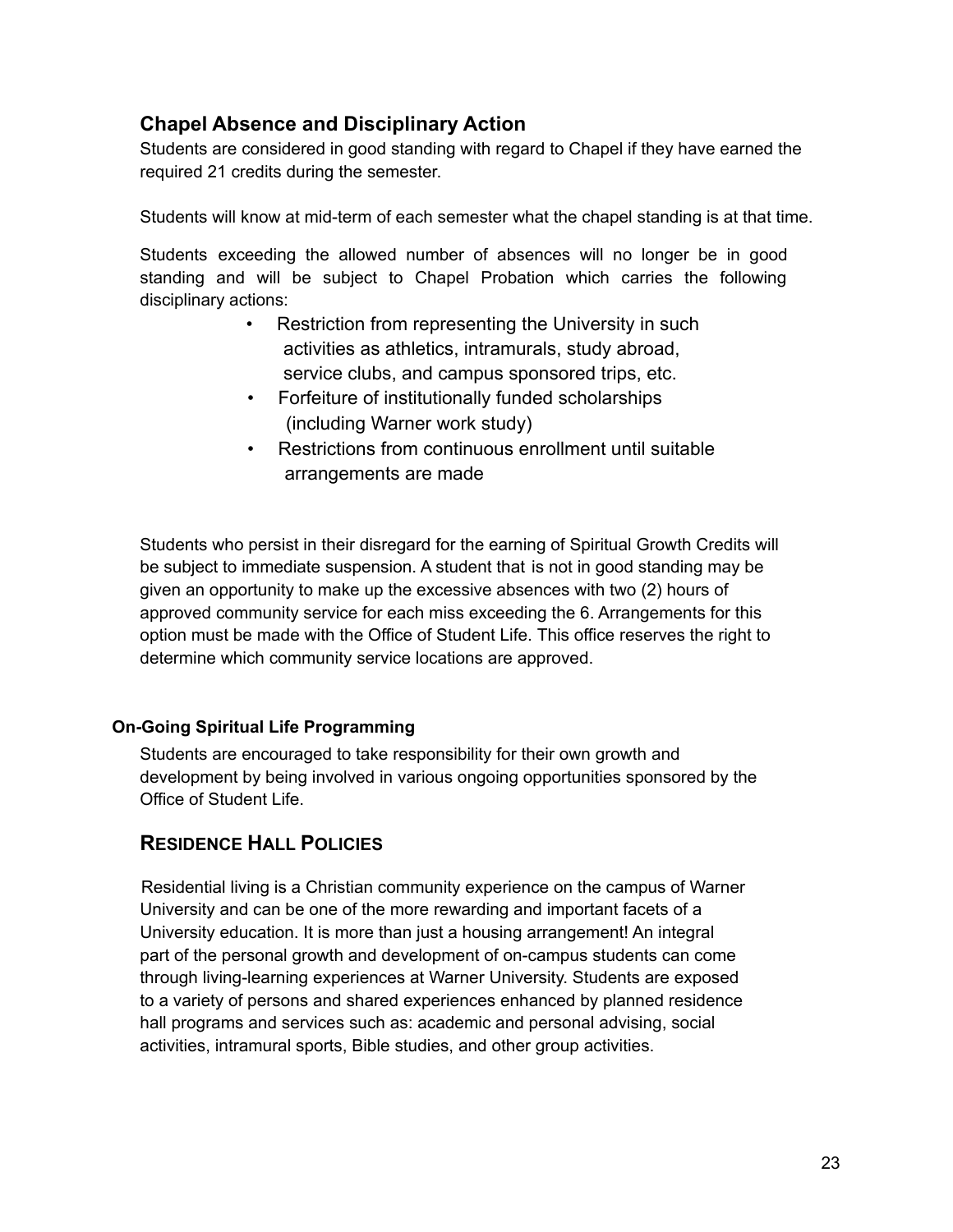## Chapel Absence and Disciplinary Action

Students are considered in good standing with regard to Chapel if they have earned the required 21 credits during the semester.

Students will know at mid-term of each semester what the chapel standing is at that time.

Students exceeding the allowed number of absences will no longer be in good standing and will be subject to Chapel Probation which carries the following disciplinary actions:

- Restriction from representing the University in such activities as athletics, intramurals, study abroad, service clubs, and campus sponsored trips, etc.
- Forfeiture of institutionally funded scholarships (including Warner work study)
- Restrictions from continuous enrollment until suitable arrangements are made

Students who persist in their disregard for the earning of Spiritual Growth Credits will be subject to immediate suspension. A student that is not in good standing may be given an opportunity to make up the excessive absences with two (2) hours of approved community service for each miss exceeding the 6. Arrangements for this option must be made with the Office of Student Life. This office reserves the right to determine which community service locations are approved.

### On-Going Spiritual Life Programming

Students are encouraged to take responsibility for their own growth and development by being involved in various ongoing opportunities sponsored by the Office of Student Life.

## Residence Hall Policies

Residential living is a Christian community experience on the campus of Warner University and can be one of the more rewarding and important facets of a University education. It is more than just a housing arrangement! An integral part of the personal growth and development of on-campus students can come through living-learning experiences at Warner University. Students are exposed to a variety of persons and shared experiences enhanced by planned residence hall programs and services such as: academic and personal advising, social activities, intramural sports, Bible studies, and other group activities.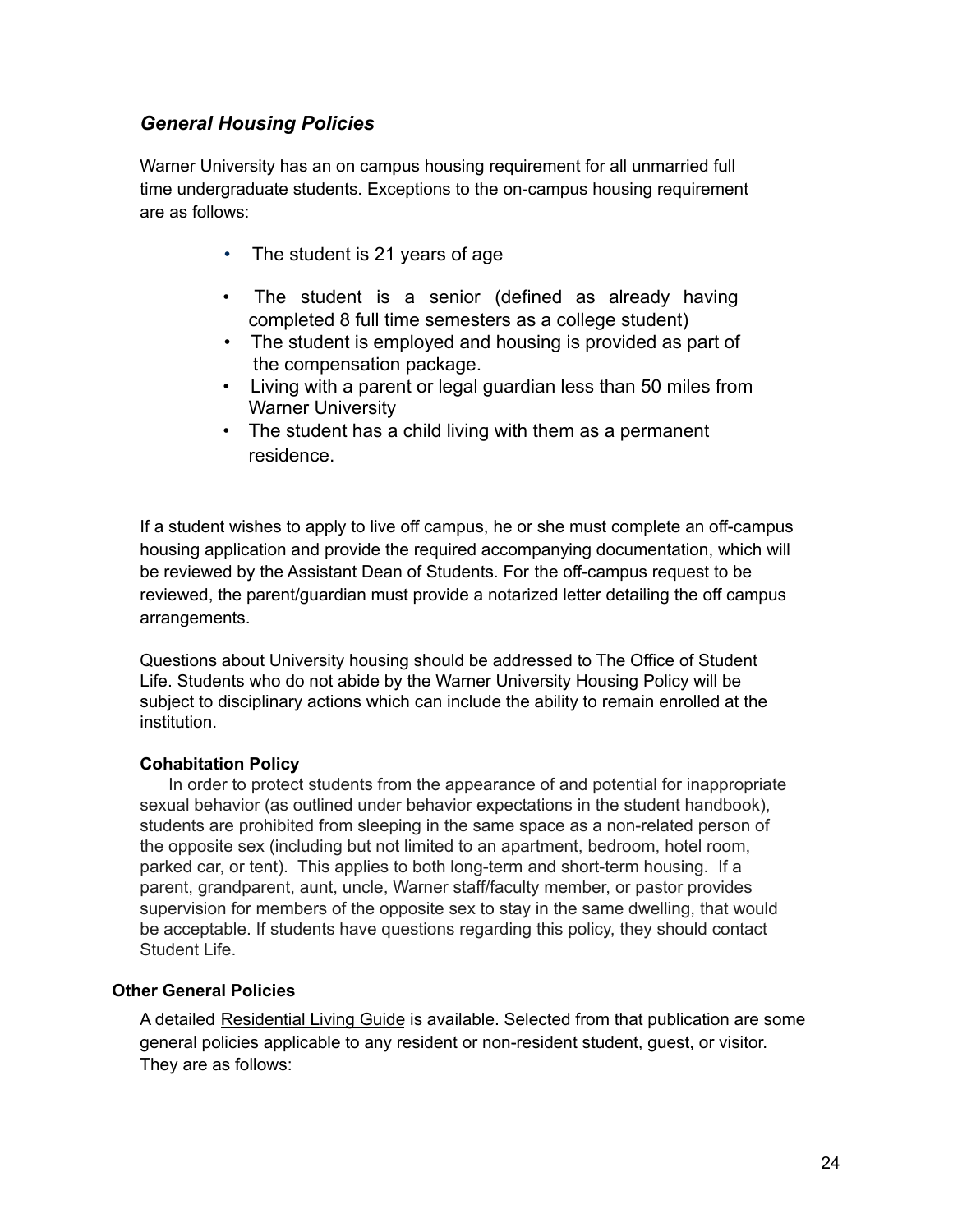## *General Housing Policies*

Warner University has an on campus housing requirement for all unmarried full time undergraduate students. Exceptions to the on-campus housing requirement are as follows:

- The student is 21 years of age
- The student is a senior (defined as already having completed 8 full time semesters as a college student)
- The student is employed and housing is provided as part of the compensation package.
- Living with a parent or legal guardian less than 50 miles from Warner University
- The student has a child living with them as a permanent residence.

If a student wishes to apply to live off campus, he or she must complete an off-campus housing application and provide the required accompanying documentation, which will be reviewed by the Assistant Dean of Students. For the off-campus request to be reviewed, the parent/guardian must provide a notarized letter detailing the off campus arrangements.

Questions about University housing should be addressed to The Office of Student Life. Students who do not abide by the Warner University Housing Policy will be subject to disciplinary actions which can include the ability to remain enrolled at the institution.

**Cohabitation Policy**

In order to protect students from the appearance of and potential for inappropriate sexual behavior (as outlined under behavior expectations in the student handbook), students are prohibited from sleeping in the same space as a non-related person of the opposite sex (including but not limited to an apartment, bedroom, hotel room, parked car, or tent). This applies to both long-term and short-term housing. If a parent, grandparent, aunt, uncle, Warner staff/faculty member, or pastor provides supervision for members of the opposite sex to stay in the same dwelling, that would be acceptable. If students have questions regarding this policy, they should contact Student Life.

**Other General Policies**

A detailed Residential Living Guide is available. Selected from that publication are some general policies applicable to any resident or non-resident student, guest, or visitor. They are as follows: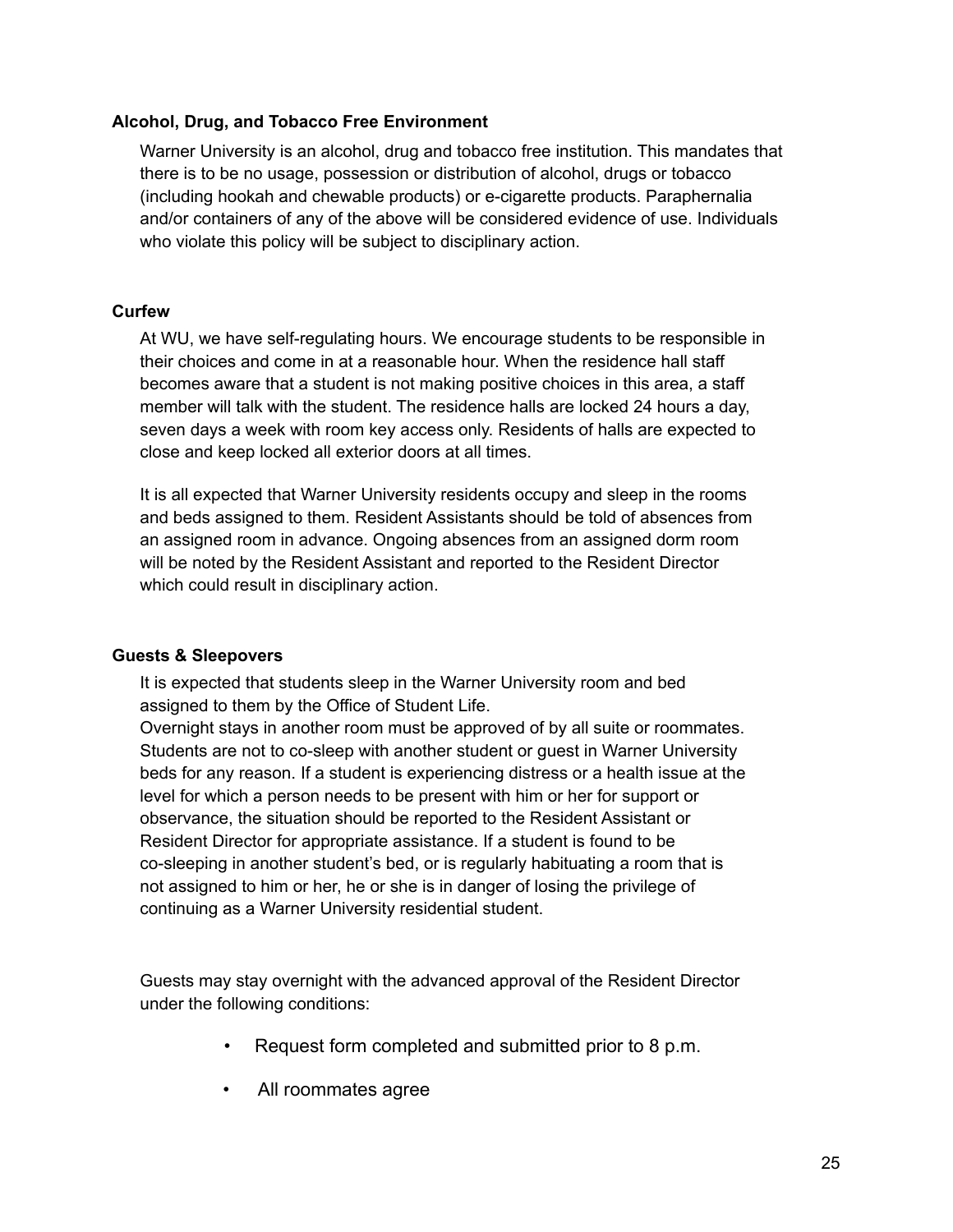**Alcohol, Drug, and Tobacco Free Environment**

Warner University is an alcohol, drug and tobacco free institution. This mandates that there is to be no usage, possession or distribution of alcohol, drugs or tobacco (including hookah and chewable products) or e-cigarette products. Paraphernalia and/or containers of any of the above will be considered evidence of use. Individuals who violate this policy will be subject to disciplinary action.

**Curfew**

At WU, we have self-regulating hours. We encourage students to be responsible in their choices and come in at a reasonable hour. When the residence hall staff becomes aware that a student is not making positive choices in this area, a staff member will talk with the student. The residence halls are locked 24 hours a day, seven days a week with room key access only. Residents of halls are expected to close and keep locked all exterior doors at all times.

It is all expected that Warner University residents occupy and sleep in the rooms and beds assigned to them. Resident Assistants should be told of absences from an assigned room in advance. Ongoing absences from an assigned dorm room will be noted by the Resident Assistant and reported to the Resident Director which could result in disciplinary action.

**Guests & Sleepovers**

It is expected that students sleep in the Warner University room and bed assigned to them by the Office of Student Life.
Overnight stays in another room must be approved of by all suite or roommates. Students are not to co-sleep with another student or guest in Warner University beds for any reason. If a student is experiencing distress or a health issue at the level for which a person needs to be present with him or her for support or observance, the situation should be reported to the Resident Assistant or Resident Director for appropriate assistance. If a student is found to be co-sleeping in another student's bed, or is regularly habituating a room that is not assigned to him or her, he or she is in danger of losing the privilege of continuing as a Warner University residential student.

Guests may stay overnight with the advanced approval of the Resident Director under the following conditions:

- Request form completed and submitted prior to 8 p.m.
- All roommates agree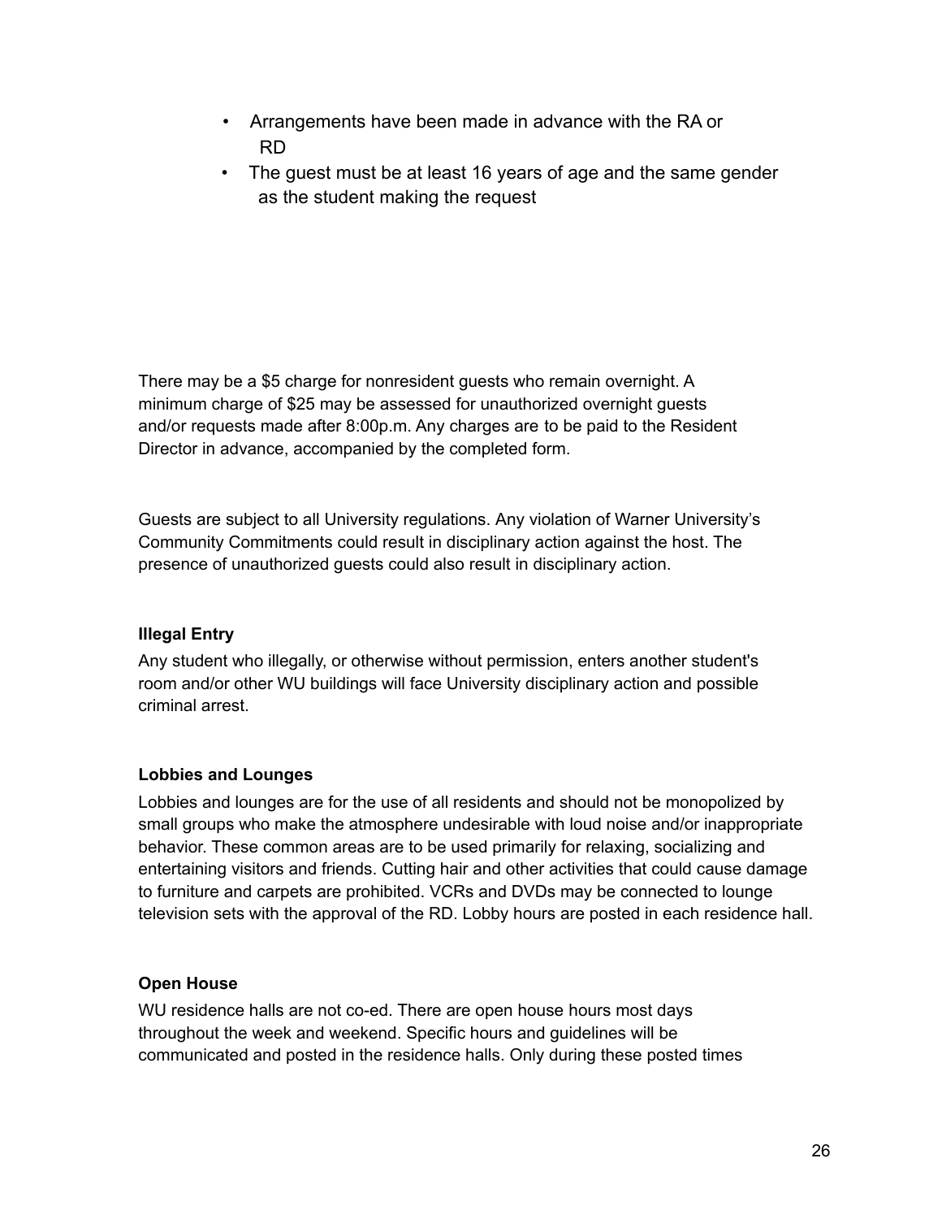- Arrangements have been made in advance with the RA or RD
- The guest must be at least 16 years of age and the same gender as the student making the request

There may be a $5 charge for nonresident guests who remain overnight. A minimum charge of $25 may be assessed for unauthorized overnight guests and/or requests made after 8:00p.m. Any charges are to be paid to the Resident Director in advance, accompanied by the completed form.

Guests are subject to all University regulations. Any violation of Warner University's Community Commitments could result in disciplinary action against the host. The presence of unauthorized guests could also result in disciplinary action.

**Illegal Entry**

Any student who illegally, or otherwise without permission, enters another student's room and/or other WU buildings will face University disciplinary action and possible criminal arrest.

**Lobbies and Lounges**

Lobbies and lounges are for the use of all residents and should not be monopolized by small groups who make the atmosphere undesirable with loud noise and/or inappropriate behavior. These common areas are to be used primarily for relaxing, socializing and entertaining visitors and friends. Cutting hair and other activities that could cause damage to furniture and carpets are prohibited. VCRs and DVDs may be connected to lounge television sets with the approval of the RD. Lobby hours are posted in each residence hall.

**Open House**

WU residence halls are not co-ed. There are open house hours most days throughout the week and weekend. Specific hours and guidelines will be communicated and posted in the residence halls. Only during these posted times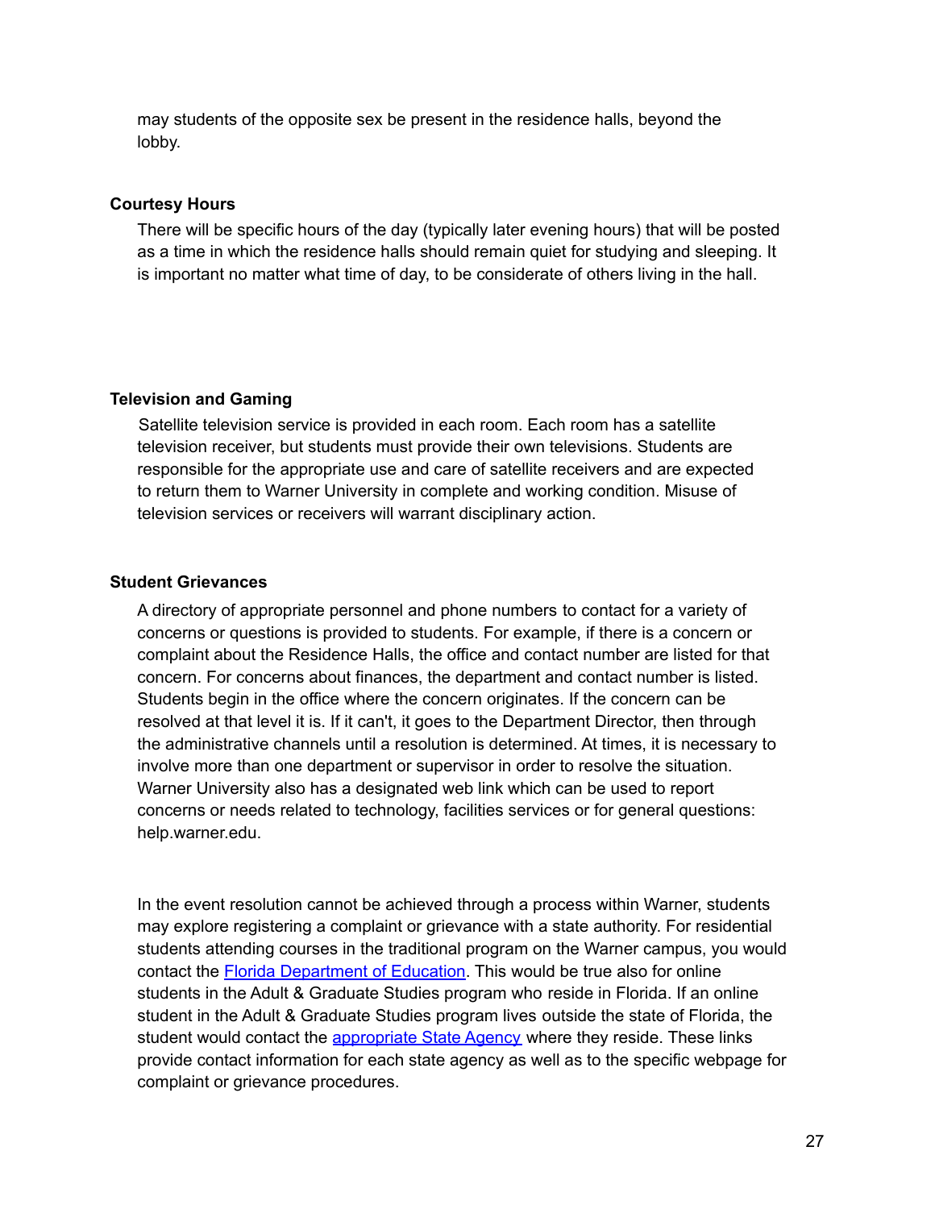may students of the opposite sex be present in the residence halls, beyond the lobby.

**Courtesy Hours**

There will be specific hours of the day (typically later evening hours) that will be posted as a time in which the residence halls should remain quiet for studying and sleeping. It is important no matter what time of day, to be considerate of others living in the hall.

**Television and Gaming**

Satellite television service is provided in each room. Each room has a satellite television receiver, but students must provide their own televisions. Students are responsible for the appropriate use and care of satellite receivers and are expected to return them to Warner University in complete and working condition. Misuse of television services or receivers will warrant disciplinary action.

**Student Grievances**

A directory of appropriate personnel and phone numbers to contact for a variety of concerns or questions is provided to students. For example, if there is a concern or complaint about the Residence Halls, the office and contact number are listed for that concern. For concerns about finances, the department and contact number is listed. Students begin in the office where the concern originates. If the concern can be resolved at that level it is. If it can't, it goes to the Department Director, then through the administrative channels until a resolution is determined. At times, it is necessary to involve more than one department or supervisor in order to resolve the situation. Warner University also has a designated web link which can be used to report concerns or needs related to technology, facilities services or for general questions: help.warner.edu.

In the event resolution cannot be achieved through a process within Warner, students may explore registering a complaint or grievance with a state authority. For residential students attending courses in the traditional program on the Warner campus, you would contact the Florida Department of Education. This would be true also for online students in the Adult & Graduate Studies program who reside in Florida. If an online student in the Adult & Graduate Studies program lives outside the state of Florida, the student would contact the appropriate State Agency where they reside. These links provide contact information for each state agency as well as to the specific webpage for complaint or grievance procedures.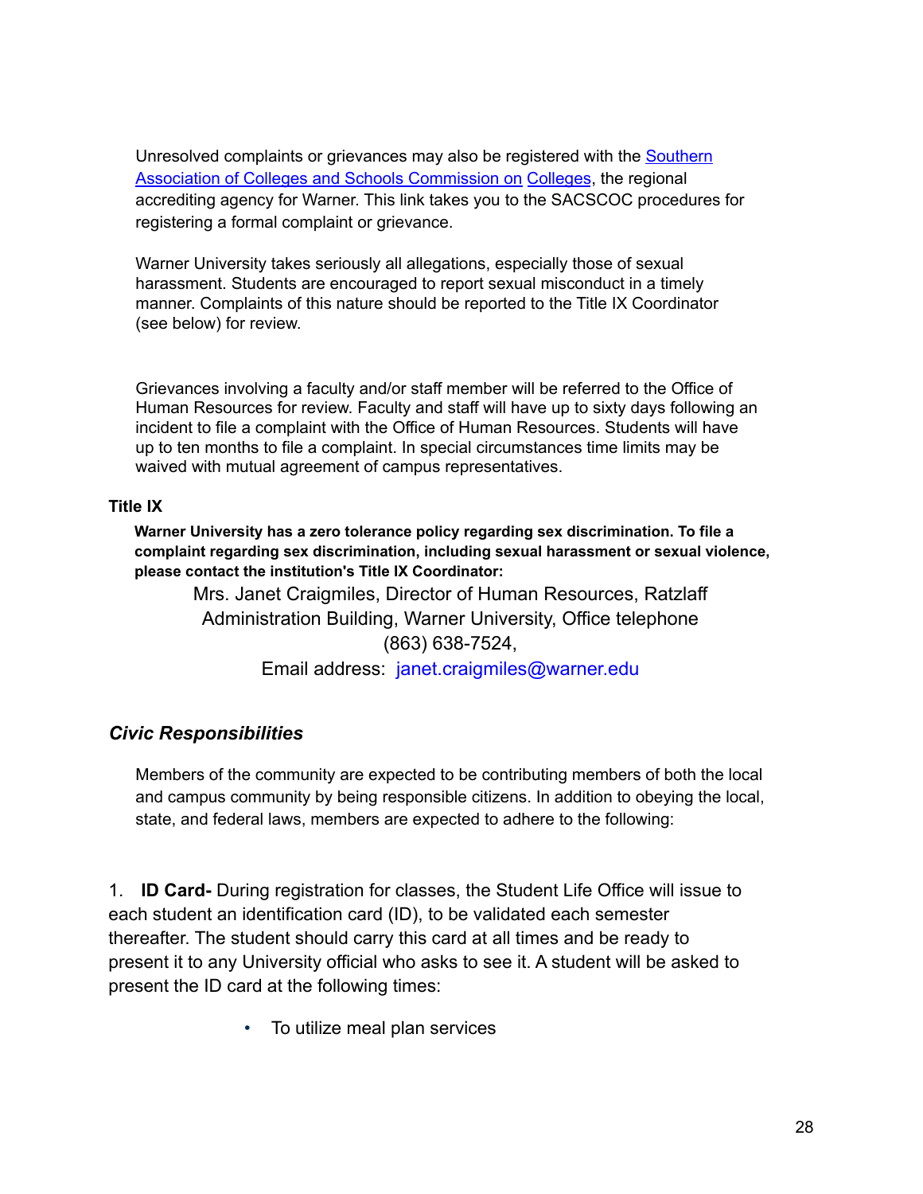Unresolved complaints or grievances may also be registered with the Southern Association of Colleges and Schools Commission on Colleges, the regional accrediting agency for Warner. This link takes you to the SACSCOC procedures for registering a formal complaint or grievance.

Warner University takes seriously all allegations, especially those of sexual harassment. Students are encouraged to report sexual misconduct in a timely manner. Complaints of this nature should be reported to the Title IX Coordinator (see below) for review.

Grievances involving a faculty and/or staff member will be referred to the Office of Human Resources for review. Faculty and staff will have up to sixty days following an incident to file a complaint with the Office of Human Resources. Students will have up to ten months to file a complaint. In special circumstances time limits may be waived with mutual agreement of campus representatives.

**Title IX**

**Warner University has a zero tolerance policy regarding sex discrimination. To file a complaint regarding sex discrimination, including sexual harassment or sexual violence, please contact the institution's Title IX Coordinator:**

Mrs. Janet Craigmiles, Director of Human Resources, Ratzlaff Administration Building, Warner University, Office telephone (863) 638-7524,
Email address: janet.craigmiles@warner.edu

### *Civic Responsibilities*

Members of the community are expected to be contributing members of both the local and campus community by being responsible citizens. In addition to obeying the local, state, and federal laws, members are expected to adhere to the following:

1. **ID Card-** During registration for classes, the Student Life Office will issue to each student an identification card (ID), to be validated each semester thereafter. The student should carry this card at all times and be ready to present it to any University official who asks to see it. A student will be asked to present the ID card at the following times:

   - To utilize meal plan services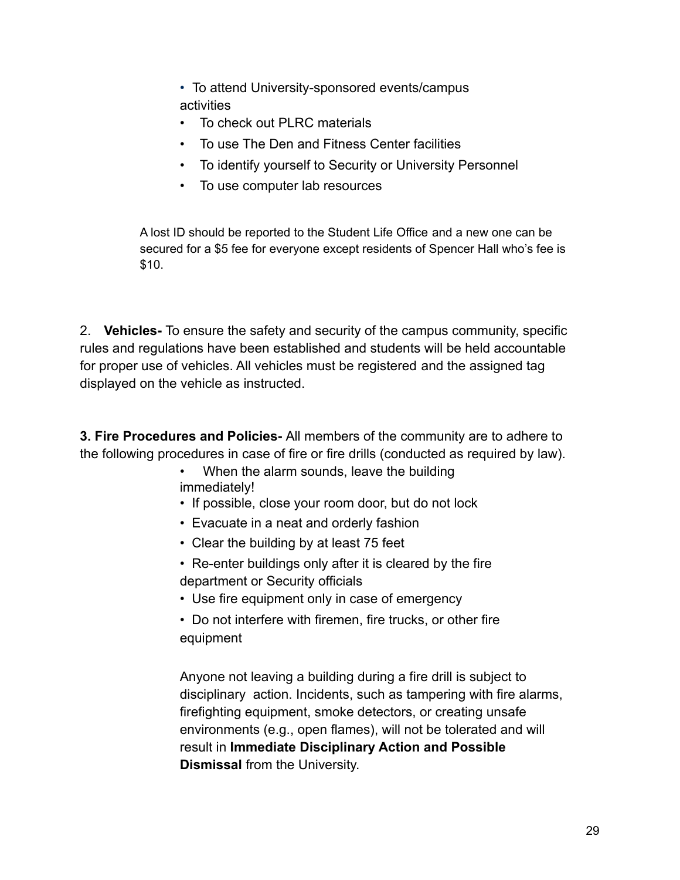- To attend University-sponsored events/campus activities
- To check out PLRC materials
- To use The Den and Fitness Center facilities
- To identify yourself to Security or University Personnel
- To use computer lab resources

A lost ID should be reported to the Student Life Office and a new one can be secured for a $5 fee for everyone except residents of Spencer Hall who's fee is $10.

2. **Vehicles-** To ensure the safety and security of the campus community, specific rules and regulations have been established and students will be held accountable for proper use of vehicles. All vehicles must be registered and the assigned tag displayed on the vehicle as instructed.

**3. Fire Procedures and Policies-** All members of the community are to adhere to the following procedures in case of fire or fire drills (conducted as required by law).

- When the alarm sounds, leave the building immediately!
- If possible, close your room door, but do not lock
- Evacuate in a neat and orderly fashion
- Clear the building by at least 75 feet
- Re-enter buildings only after it is cleared by the fire department or Security officials
- Use fire equipment only in case of emergency
- Do not interfere with firemen, fire trucks, or other fire equipment

Anyone not leaving a building during a fire drill is subject to disciplinary action. Incidents, such as tampering with fire alarms, firefighting equipment, smoke detectors, or creating unsafe environments (e.g., open flames), will not be tolerated and will result in **Immediate Disciplinary Action and Possible Dismissal** from the University.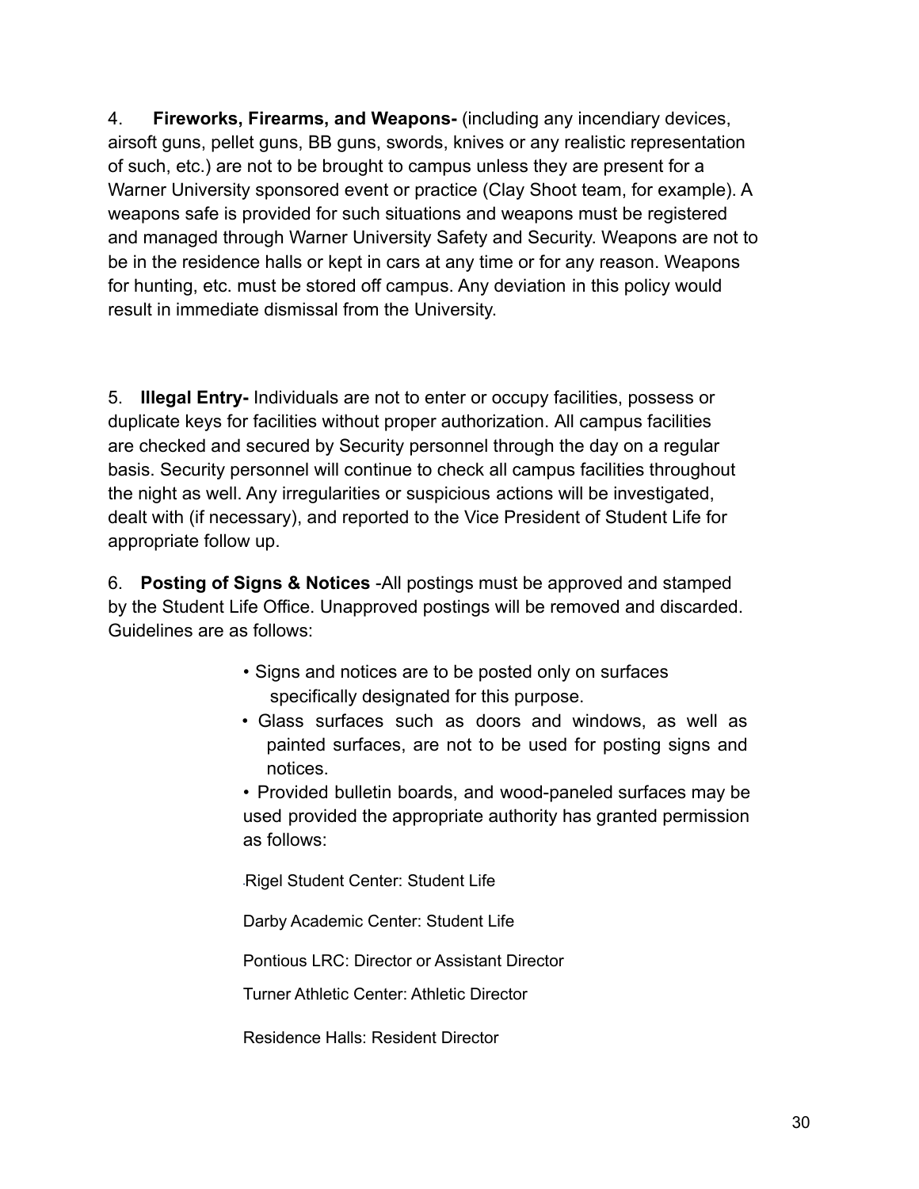4. **Fireworks, Firearms, and Weapons-** (including any incendiary devices, airsoft guns, pellet guns, BB guns, swords, knives or any realistic representation of such, etc.) are not to be brought to campus unless they are present for a Warner University sponsored event or practice (Clay Shoot team, for example). A weapons safe is provided for such situations and weapons must be registered and managed through Warner University Safety and Security. Weapons are not to be in the residence halls or kept in cars at any time or for any reason. Weapons for hunting, etc. must be stored off campus. Any deviation in this policy would result in immediate dismissal from the University.

5. **Illegal Entry-** Individuals are not to enter or occupy facilities, possess or duplicate keys for facilities without proper authorization. All campus facilities are checked and secured by Security personnel through the day on a regular basis. Security personnel will continue to check all campus facilities throughout the night as well. Any irregularities or suspicious actions will be investigated, dealt with (if necessary), and reported to the Vice President of Student Life for appropriate follow up.

6. **Posting of Signs & Notices** -All postings must be approved and stamped by the Student Life Office. Unapproved postings will be removed and discarded. Guidelines are as follows:

- Signs and notices are to be posted only on surfaces specifically designated for this purpose.
- Glass surfaces such as doors and windows, as well as painted surfaces, are not to be used for posting signs and notices.
- Provided bulletin boards, and wood-paneled surfaces may be used provided the appropriate authority has granted permission as follows:

  Rigel Student Center: Student Life

  Darby Academic Center: Student Life

  Pontious LRC: Director or Assistant Director

  Turner Athletic Center: Athletic Director

  Residence Halls: Resident Director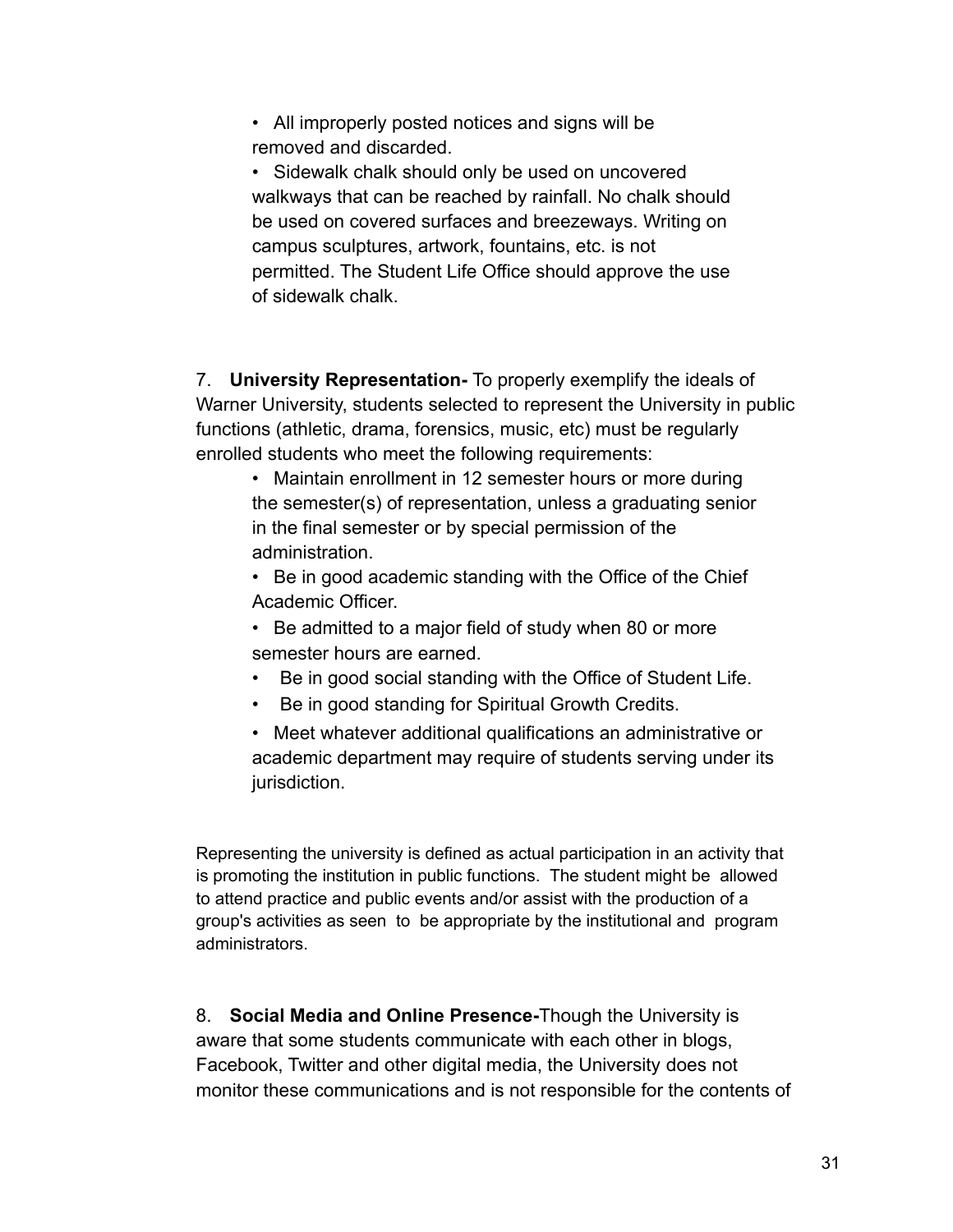- All improperly posted notices and signs will be removed and discarded.
- Sidewalk chalk should only be used on uncovered walkways that can be reached by rainfall. No chalk should be used on covered surfaces and breezeways. Writing on campus sculptures, artwork, fountains, etc. is not permitted. The Student Life Office should approve the use of sidewalk chalk.

7. **University Representation-** To properly exemplify the ideals of Warner University, students selected to represent the University in public functions (athletic, drama, forensics, music, etc) must be regularly enrolled students who meet the following requirements:
   - Maintain enrollment in 12 semester hours or more during the semester(s) of representation, unless a graduating senior in the final semester or by special permission of the administration.
   - Be in good academic standing with the Office of the Chief Academic Officer.
   - Be admitted to a major field of study when 80 or more semester hours are earned.
   - Be in good social standing with the Office of Student Life.
   - Be in good standing for Spiritual Growth Credits.
   - Meet whatever additional qualifications an administrative or academic department may require of students serving under its jurisdiction.

Representing the university is defined as actual participation in an activity that is promoting the institution in public functions. The student might be allowed to attend practice and public events and/or assist with the production of a group's activities as seen to be appropriate by the institutional and program administrators.

8. **Social Media and Online Presence-**Though the University is aware that some students communicate with each other in blogs, Facebook, Twitter and other digital media, the University does not monitor these communications and is not responsible for the contents of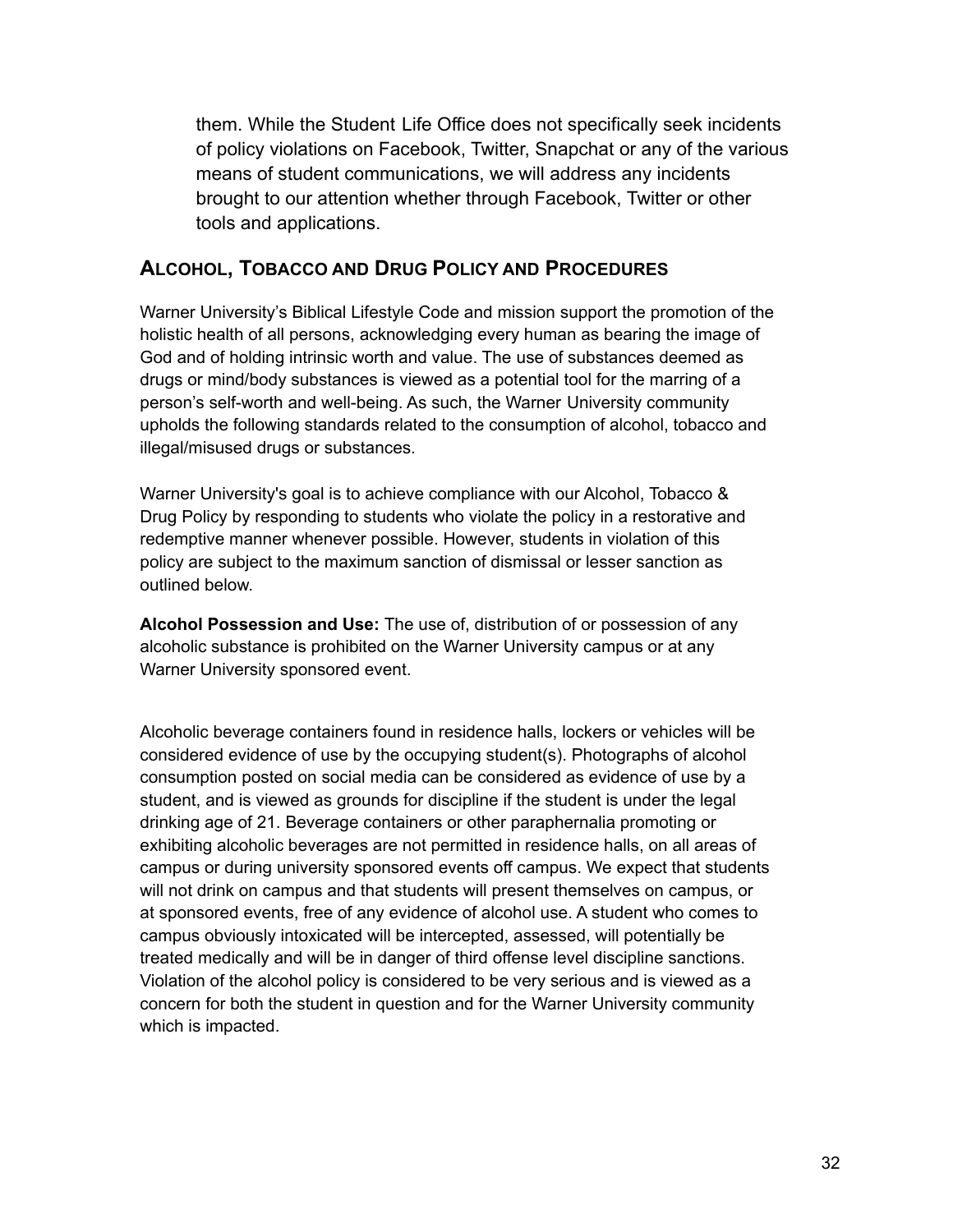them. While the Student Life Office does not specifically seek incidents of policy violations on Facebook, Twitter, Snapchat or any of the various means of student communications, we will address any incidents brought to our attention whether through Facebook, Twitter or other tools and applications.

## ALCOHOL, TOBACCO AND DRUG POLICY AND PROCEDURES

Warner University's Biblical Lifestyle Code and mission support the promotion of the holistic health of all persons, acknowledging every human as bearing the image of God and of holding intrinsic worth and value. The use of substances deemed as drugs or mind/body substances is viewed as a potential tool for the marring of a person's self-worth and well-being. As such, the Warner University community upholds the following standards related to the consumption of alcohol, tobacco and illegal/misused drugs or substances.

Warner University's goal is to achieve compliance with our Alcohol, Tobacco & Drug Policy by responding to students who violate the policy in a restorative and redemptive manner whenever possible. However, students in violation of this policy are subject to the maximum sanction of dismissal or lesser sanction as outlined below.

**Alcohol Possession and Use:** The use of, distribution of or possession of any alcoholic substance is prohibited on the Warner University campus or at any Warner University sponsored event.

Alcoholic beverage containers found in residence halls, lockers or vehicles will be considered evidence of use by the occupying student(s). Photographs of alcohol consumption posted on social media can be considered as evidence of use by a student, and is viewed as grounds for discipline if the student is under the legal drinking age of 21. Beverage containers or other paraphernalia promoting or exhibiting alcoholic beverages are not permitted in residence halls, on all areas of campus or during university sponsored events off campus. We expect that students will not drink on campus and that students will present themselves on campus, or at sponsored events, free of any evidence of alcohol use. A student who comes to campus obviously intoxicated will be intercepted, assessed, will potentially be treated medically and will be in danger of third offense level discipline sanctions. Violation of the alcohol policy is considered to be very serious and is viewed as a concern for both the student in question and for the Warner University community which is impacted.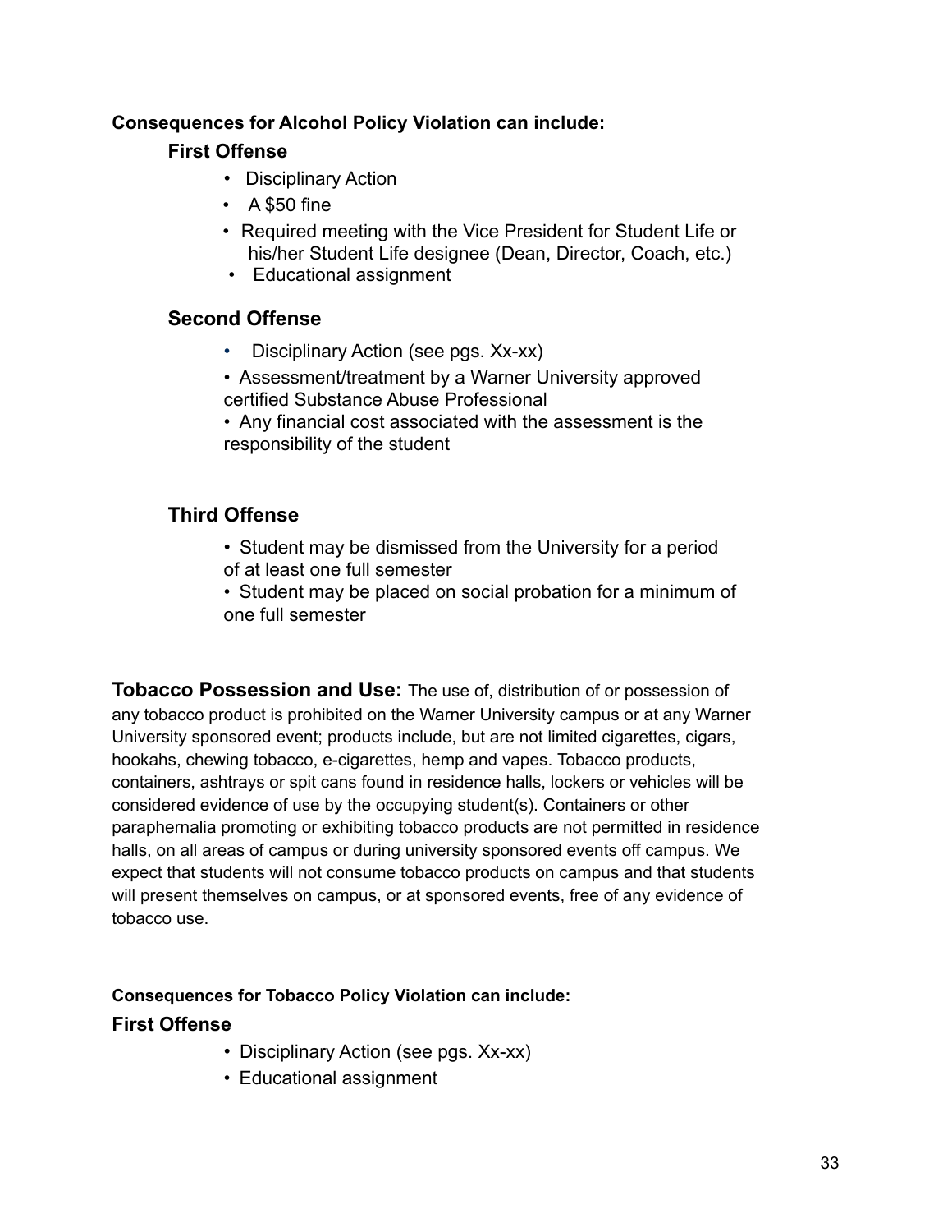**Consequences for Alcohol Policy Violation can include:**

### First Offense

- Disciplinary Action
- A $50 fine
- Required meeting with the Vice President for Student Life or his/her Student Life designee (Dean, Director, Coach, etc.)
- Educational assignment

### Second Offense

- Disciplinary Action (see pgs. Xx-xx)
- Assessment/treatment by a Warner University approved certified Substance Abuse Professional
- Any financial cost associated with the assessment is the responsibility of the student

### Third Offense

- Student may be dismissed from the University for a period of at least one full semester
- Student may be placed on social probation for a minimum of one full semester

**Tobacco Possession and Use:** The use of, distribution of or possession of any tobacco product is prohibited on the Warner University campus or at any Warner University sponsored event; products include, but are not limited cigarettes, cigars, hookahs, chewing tobacco, e-cigarettes, hemp and vapes. Tobacco products, containers, ashtrays or spit cans found in residence halls, lockers or vehicles will be considered evidence of use by the occupying student(s). Containers or other paraphernalia promoting or exhibiting tobacco products are not permitted in residence halls, on all areas of campus or during university sponsored events off campus. We expect that students will not consume tobacco products on campus and that students will present themselves on campus, or at sponsored events, free of any evidence of tobacco use.

**Consequences for Tobacco Policy Violation can include:**

### First Offense

- Disciplinary Action (see pgs. Xx-xx)
- Educational assignment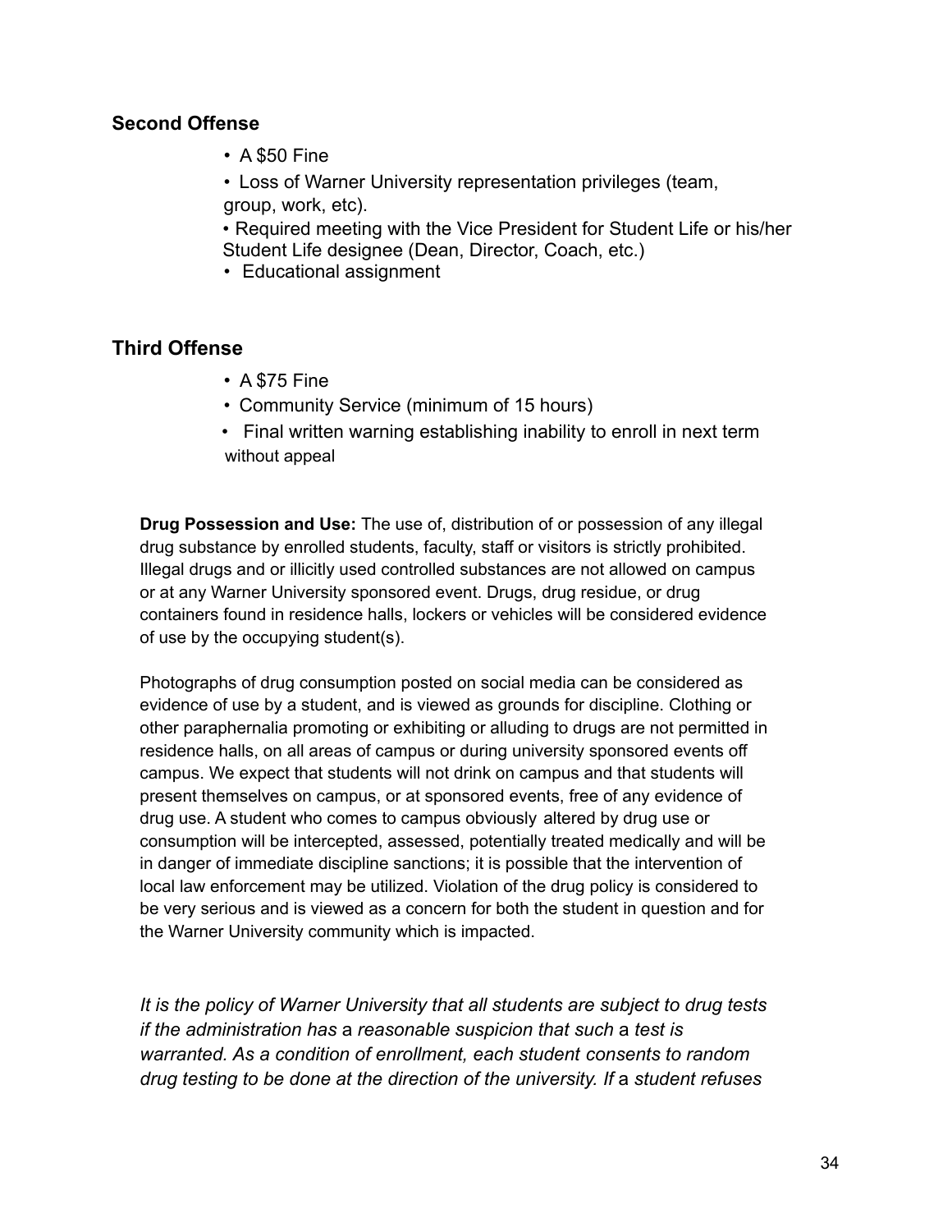### Second Offense

- A $50 Fine
- Loss of Warner University representation privileges (team, group, work, etc).
- Required meeting with the Vice President for Student Life or his/her Student Life designee (Dean, Director, Coach, etc.)
- Educational assignment

### Third Offense

- A $75 Fine
- Community Service (minimum of 15 hours)
- Final written warning establishing inability to enroll in next term without appeal

**Drug Possession and Use:** The use of, distribution of or possession of any illegal drug substance by enrolled students, faculty, staff or visitors is strictly prohibited. Illegal drugs and or illicitly used controlled substances are not allowed on campus or at any Warner University sponsored event. Drugs, drug residue, or drug containers found in residence halls, lockers or vehicles will be considered evidence of use by the occupying student(s).

Photographs of drug consumption posted on social media can be considered as evidence of use by a student, and is viewed as grounds for discipline. Clothing or other paraphernalia promoting or exhibiting or alluding to drugs are not permitted in residence halls, on all areas of campus or during university sponsored events off campus. We expect that students will not drink on campus and that students will present themselves on campus, or at sponsored events, free of any evidence of drug use. A student who comes to campus obviously altered by drug use or consumption will be intercepted, assessed, potentially treated medically and will be in danger of immediate discipline sanctions; it is possible that the intervention of local law enforcement may be utilized. Violation of the drug policy is considered to be very serious and is viewed as a concern for both the student in question and for the Warner University community which is impacted.

*It is the policy of Warner University that all students are subject to drug tests if the administration has a reasonable suspicion that such a test is warranted. As a condition of enrollment, each student consents to random drug testing to be done at the direction of the university. If a student refuses*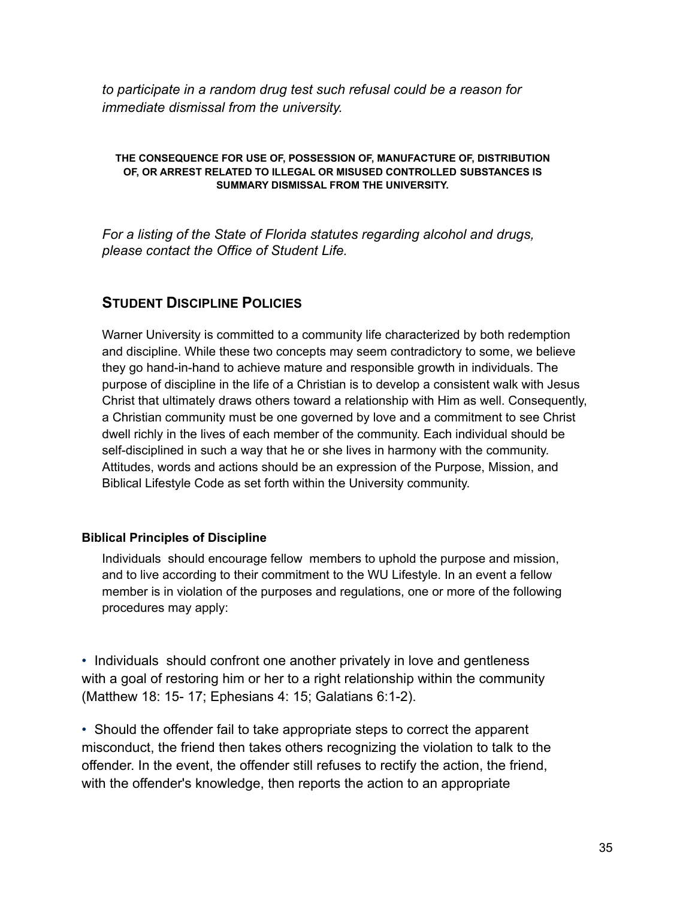*to participate in a random drug test such refusal could be a reason for immediate dismissal from the university.*

**THE CONSEQUENCE FOR USE OF, POSSESSION OF, MANUFACTURE OF, DISTRIBUTION OF, OR ARREST RELATED TO ILLEGAL OR MISUSED CONTROLLED SUBSTANCES IS SUMMARY DISMISSAL FROM THE UNIVERSITY.**

*For a listing of the State of Florida statutes regarding alcohol and drugs, please contact the Office of Student Life.*

## STUDENT DISCIPLINE POLICIES

Warner University is committed to a community life characterized by both redemption and discipline. While these two concepts may seem contradictory to some, we believe they go hand-in-hand to achieve mature and responsible growth in individuals. The purpose of discipline in the life of a Christian is to develop a consistent walk with Jesus Christ that ultimately draws others toward a relationship with Him as well. Consequently, a Christian community must be one governed by love and a commitment to see Christ dwell richly in the lives of each member of the community. Each individual should be self-disciplined in such a way that he or she lives in harmony with the community. Attitudes, words and actions should be an expression of the Purpose, Mission, and Biblical Lifestyle Code as set forth within the University community.

### Biblical Principles of Discipline

Individuals should encourage fellow members to uphold the purpose and mission, and to live according to their commitment to the WU Lifestyle. In an event a fellow member is in violation of the purposes and regulations, one or more of the following procedures may apply:

- Individuals should confront one another privately in love and gentleness with a goal of restoring him or her to a right relationship within the community (Matthew 18: 15- 17; Ephesians 4: 15; Galatians 6:1-2).

- Should the offender fail to take appropriate steps to correct the apparent misconduct, the friend then takes others recognizing the violation to talk to the offender. In the event, the offender still refuses to rectify the action, the friend, with the offender's knowledge, then reports the action to an appropriate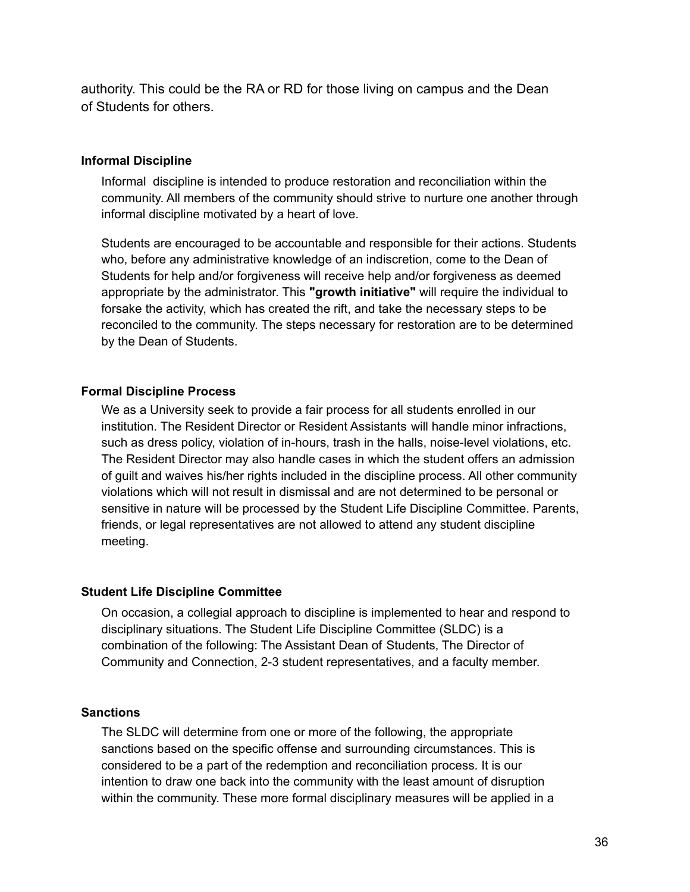authority. This could be the RA or RD for those living on campus and the Dean of Students for others.

### Informal Discipline

Informal discipline is intended to produce restoration and reconciliation within the community. All members of the community should strive to nurture one another through informal discipline motivated by a heart of love.

Students are encouraged to be accountable and responsible for their actions. Students who, before any administrative knowledge of an indiscretion, come to the Dean of Students for help and/or forgiveness will receive help and/or forgiveness as deemed appropriate by the administrator. This **"growth initiative"** will require the individual to forsake the activity, which has created the rift, and take the necessary steps to be reconciled to the community. The steps necessary for restoration are to be determined by the Dean of Students.

### Formal Discipline Process

We as a University seek to provide a fair process for all students enrolled in our institution. The Resident Director or Resident Assistants will handle minor infractions, such as dress policy, violation of in-hours, trash in the halls, noise-level violations, etc. The Resident Director may also handle cases in which the student offers an admission of guilt and waives his/her rights included in the discipline process. All other community violations which will not result in dismissal and are not determined to be personal or sensitive in nature will be processed by the Student Life Discipline Committee. Parents, friends, or legal representatives are not allowed to attend any student discipline meeting.

### Student Life Discipline Committee

On occasion, a collegial approach to discipline is implemented to hear and respond to disciplinary situations. The Student Life Discipline Committee (SLDC) is a combination of the following: The Assistant Dean of Students, The Director of Community and Connection, 2-3 student representatives, and a faculty member.

### Sanctions

The SLDC will determine from one or more of the following, the appropriate sanctions based on the specific offense and surrounding circumstances. This is considered to be a part of the redemption and reconciliation process. It is our intention to draw one back into the community with the least amount of disruption within the community. These more formal disciplinary measures will be applied in a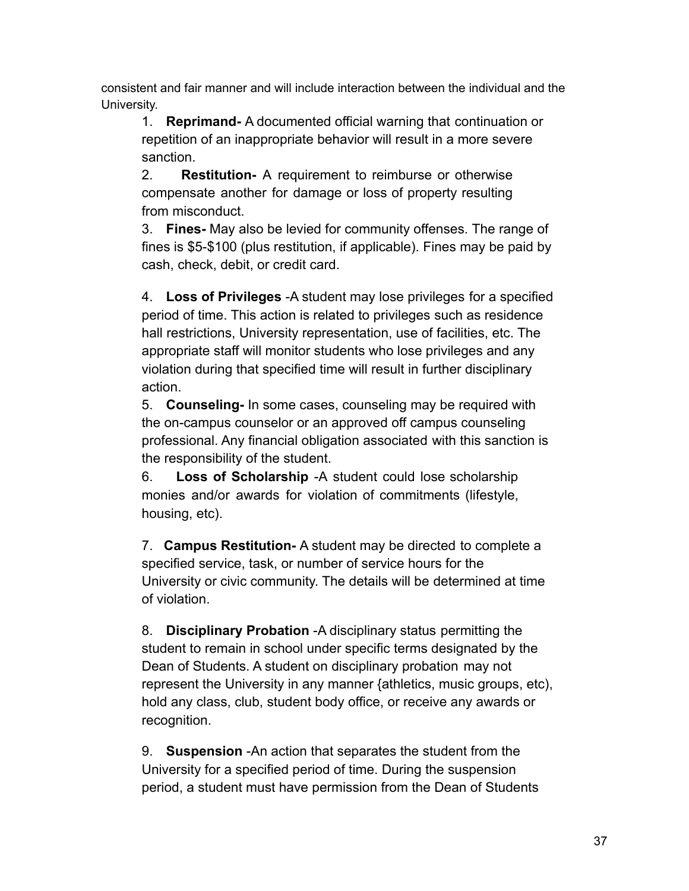consistent and fair manner and will include interaction between the individual and the University.

1. **Reprimand-** A documented official warning that continuation or repetition of an inappropriate behavior will result in a more severe sanction.
2. **Restitution-** A requirement to reimburse or otherwise compensate another for damage or loss of property resulting from misconduct.
3. **Fines-** May also be levied for community offenses. The range of fines is $5-$100 (plus restitution, if applicable). Fines may be paid by cash, check, debit, or credit card.
4. **Loss of Privileges** -A student may lose privileges for a specified period of time. This action is related to privileges such as residence hall restrictions, University representation, use of facilities, etc. The appropriate staff will monitor students who lose privileges and any violation during that specified time will result in further disciplinary action.
5. **Counseling-** In some cases, counseling may be required with the on-campus counselor or an approved off campus counseling professional. Any financial obligation associated with this sanction is the responsibility of the student.
6. **Loss of Scholarship** -A student could lose scholarship monies and/or awards for violation of commitments (lifestyle, housing, etc).
7. **Campus Restitution-** A student may be directed to complete a specified service, task, or number of service hours for the University or civic community. The details will be determined at time of violation.
8. **Disciplinary Probation** -A disciplinary status permitting the student to remain in school under specific terms designated by the Dean of Students. A student on disciplinary probation may not represent the University in any manner {athletics, music groups, etc), hold any class, club, student body office, or receive any awards or recognition.
9. **Suspension** -An action that separates the student from the University for a specified period of time. During the suspension period, a student must have permission from the Dean of Students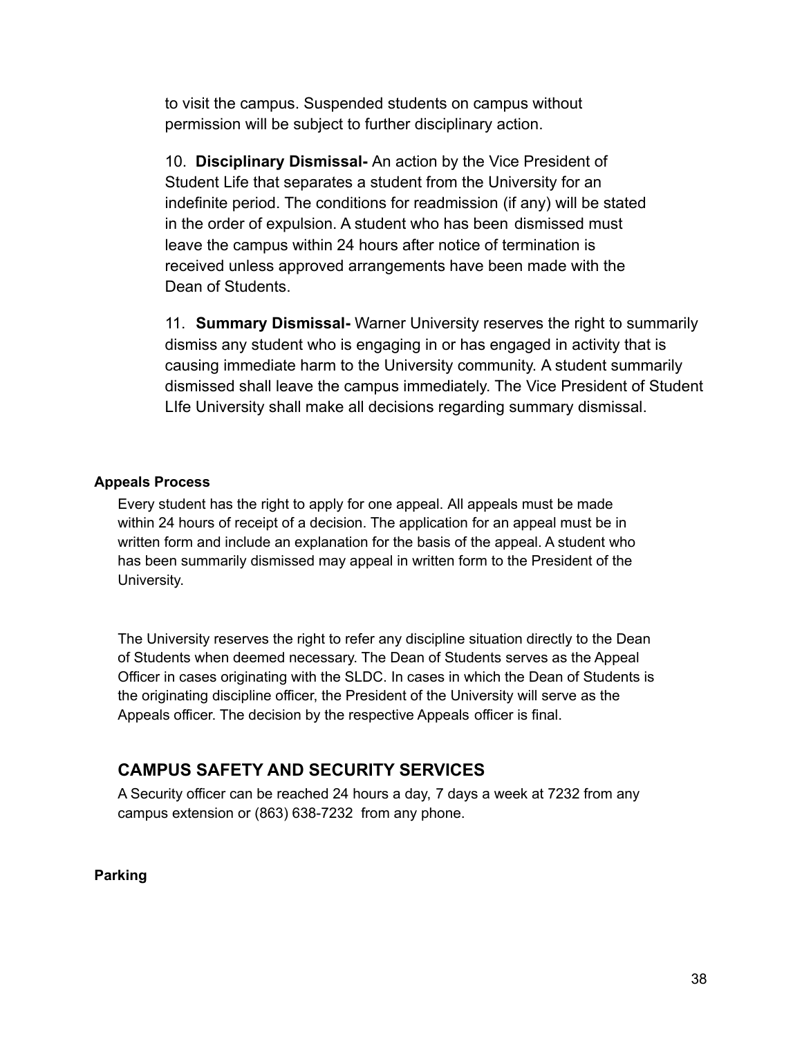to visit the campus. Suspended students on campus without permission will be subject to further disciplinary action.

10. **Disciplinary Dismissal-** An action by the Vice President of Student Life that separates a student from the University for an indefinite period. The conditions for readmission (if any) will be stated in the order of expulsion. A student who has been dismissed must leave the campus within 24 hours after notice of termination is received unless approved arrangements have been made with the Dean of Students.

11. **Summary Dismissal-** Warner University reserves the right to summarily dismiss any student who is engaging in or has engaged in activity that is causing immediate harm to the University community. A student summarily dismissed shall leave the campus immediately. The Vice President of Student LIfe University shall make all decisions regarding summary dismissal.

#### Appeals Process

Every student has the right to apply for one appeal. All appeals must be made within 24 hours of receipt of a decision. The application for an appeal must be in written form and include an explanation for the basis of the appeal. A student who has been summarily dismissed may appeal in written form to the President of the University.

The University reserves the right to refer any discipline situation directly to the Dean of Students when deemed necessary. The Dean of Students serves as the Appeal Officer in cases originating with the SLDC. In cases in which the Dean of Students is the originating discipline officer, the President of the University will serve as the Appeals officer. The decision by the respective Appeals officer is final.

## CAMPUS SAFETY AND SECURITY SERVICES

A Security officer can be reached 24 hours a day, 7 days a week at 7232 from any campus extension or (863) 638-7232 from any phone.

#### Parking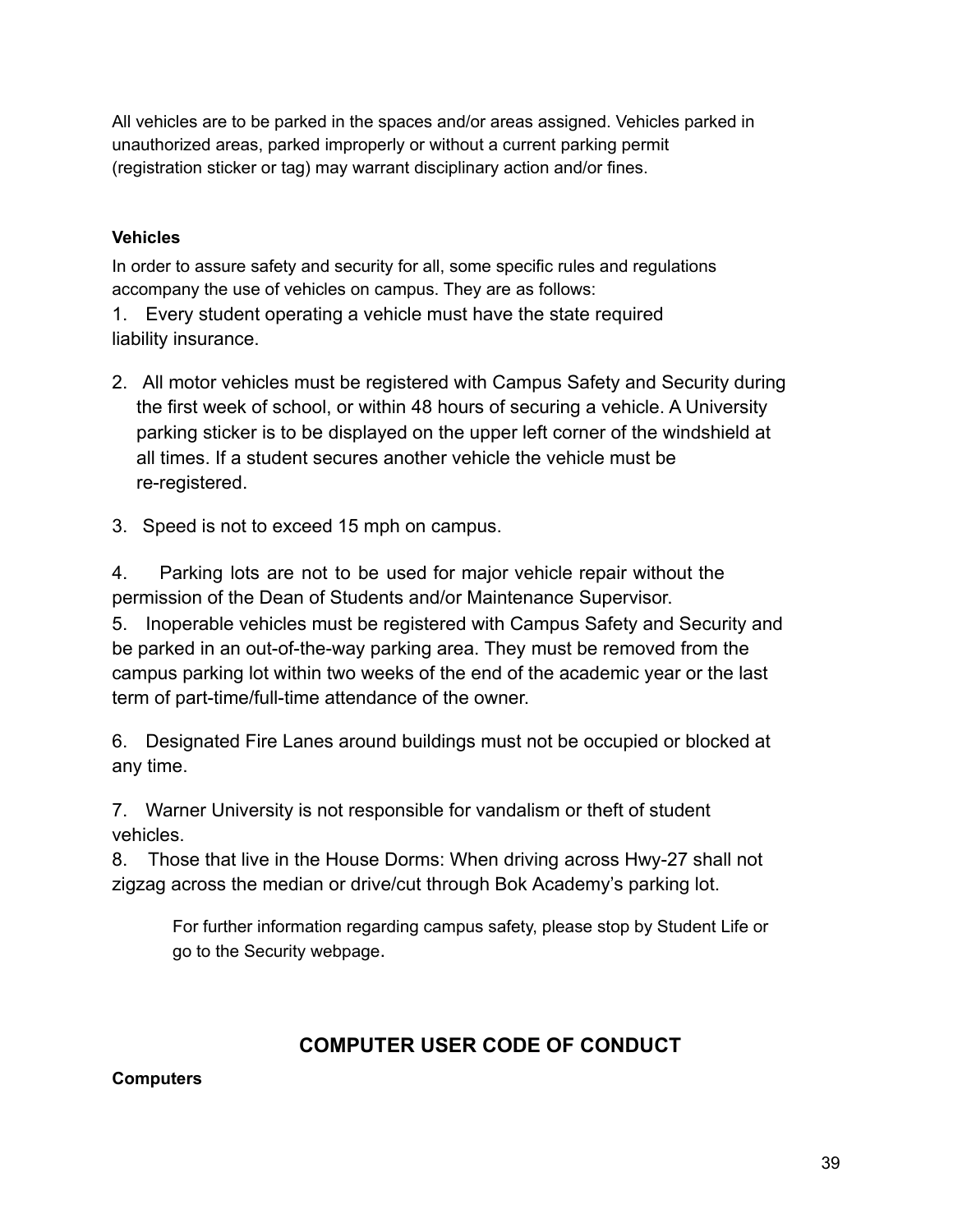All vehicles are to be parked in the spaces and/or areas assigned. Vehicles parked in unauthorized areas, parked improperly or without a current parking permit (registration sticker or tag) may warrant disciplinary action and/or fines.

**Vehicles**

In order to assure safety and security for all, some specific rules and regulations accompany the use of vehicles on campus. They are as follows:

1. Every student operating a vehicle must have the state required liability insurance.
2. All motor vehicles must be registered with Campus Safety and Security during the first week of school, or within 48 hours of securing a vehicle. A University parking sticker is to be displayed on the upper left corner of the windshield at all times. If a student secures another vehicle the vehicle must be re-registered.
3. Speed is not to exceed 15 mph on campus.
4. Parking lots are not to be used for major vehicle repair without the permission of the Dean of Students and/or Maintenance Supervisor.
5. Inoperable vehicles must be registered with Campus Safety and Security and be parked in an out-of-the-way parking area. They must be removed from the campus parking lot within two weeks of the end of the academic year or the last term of part-time/full-time attendance of the owner.
6. Designated Fire Lanes around buildings must not be occupied or blocked at any time.
7. Warner University is not responsible for vandalism or theft of student vehicles.
8. Those that live in the House Dorms: When driving across Hwy-27 shall not zigzag across the median or drive/cut through Bok Academy's parking lot.

For further information regarding campus safety, please stop by Student Life or go to the Security webpage.

## COMPUTER USER CODE OF CONDUCT

**Computers**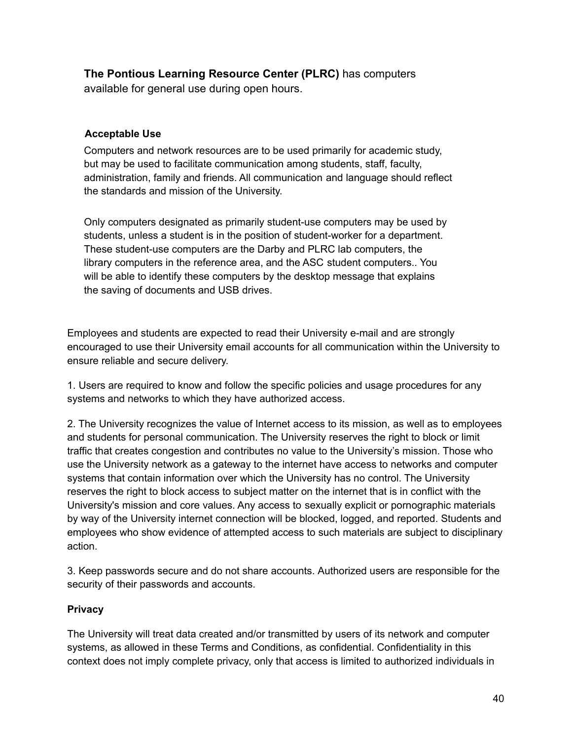**The Pontious Learning Resource Center (PLRC)** has computers available for general use during open hours.

**Acceptable Use**

Computers and network resources are to be used primarily for academic study, but may be used to facilitate communication among students, staff, faculty, administration, family and friends. All communication and language should reflect the standards and mission of the University.

Only computers designated as primarily student-use computers may be used by students, unless a student is in the position of student-worker for a department. These student-use computers are the Darby and PLRC lab computers, the library computers in the reference area, and the ASC student computers.. You will be able to identify these computers by the desktop message that explains the saving of documents and USB drives.

Employees and students are expected to read their University e-mail and are strongly encouraged to use their University email accounts for all communication within the University to ensure reliable and secure delivery.

1. Users are required to know and follow the specific policies and usage procedures for any systems and networks to which they have authorized access.

2. The University recognizes the value of Internet access to its mission, as well as to employees and students for personal communication. The University reserves the right to block or limit traffic that creates congestion and contributes no value to the University's mission. Those who use the University network as a gateway to the internet have access to networks and computer systems that contain information over which the University has no control. The University reserves the right to block access to subject matter on the internet that is in conflict with the University's mission and core values. Any access to sexually explicit or pornographic materials by way of the University internet connection will be blocked, logged, and reported. Students and employees who show evidence of attempted access to such materials are subject to disciplinary action.

3. Keep passwords secure and do not share accounts. Authorized users are responsible for the security of their passwords and accounts.

**Privacy**

The University will treat data created and/or transmitted by users of its network and computer systems, as allowed in these Terms and Conditions, as confidential. Confidentiality in this context does not imply complete privacy, only that access is limited to authorized individuals in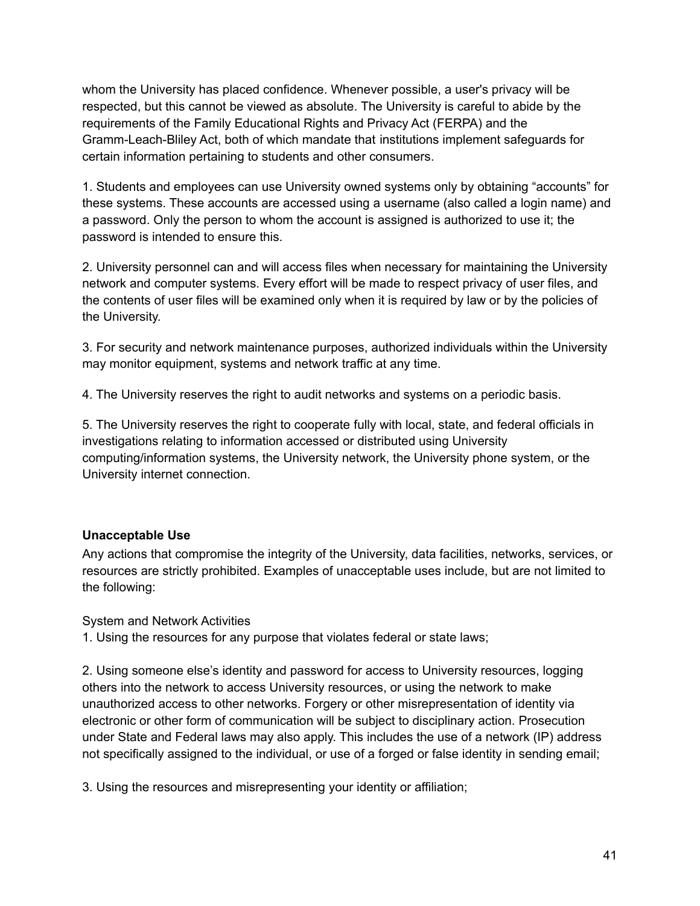whom the University has placed confidence. Whenever possible, a user's privacy will be respected, but this cannot be viewed as absolute. The University is careful to abide by the requirements of the Family Educational Rights and Privacy Act (FERPA) and the Gramm-Leach-Bliley Act, both of which mandate that institutions implement safeguards for certain information pertaining to students and other consumers.

1. Students and employees can use University owned systems only by obtaining "accounts" for these systems. These accounts are accessed using a username (also called a login name) and a password. Only the person to whom the account is assigned is authorized to use it; the password is intended to ensure this.

2. University personnel can and will access files when necessary for maintaining the University network and computer systems. Every effort will be made to respect privacy of user files, and the contents of user files will be examined only when it is required by law or by the policies of the University.

3. For security and network maintenance purposes, authorized individuals within the University may monitor equipment, systems and network traffic at any time.

4. The University reserves the right to audit networks and systems on a periodic basis.

5. The University reserves the right to cooperate fully with local, state, and federal officials in investigations relating to information accessed or distributed using University computing/information systems, the University network, the University phone system, or the University internet connection.

**Unacceptable Use**

Any actions that compromise the integrity of the University, data facilities, networks, services, or resources are strictly prohibited. Examples of unacceptable uses include, but are not limited to the following:

System and Network Activities

1. Using the resources for any purpose that violates federal or state laws;

2. Using someone else's identity and password for access to University resources, logging others into the network to access University resources, or using the network to make unauthorized access to other networks. Forgery or other misrepresentation of identity via electronic or other form of communication will be subject to disciplinary action. Prosecution under State and Federal laws may also apply. This includes the use of a network (IP) address not specifically assigned to the individual, or use of a forged or false identity in sending email;

3. Using the resources and misrepresenting your identity or affiliation;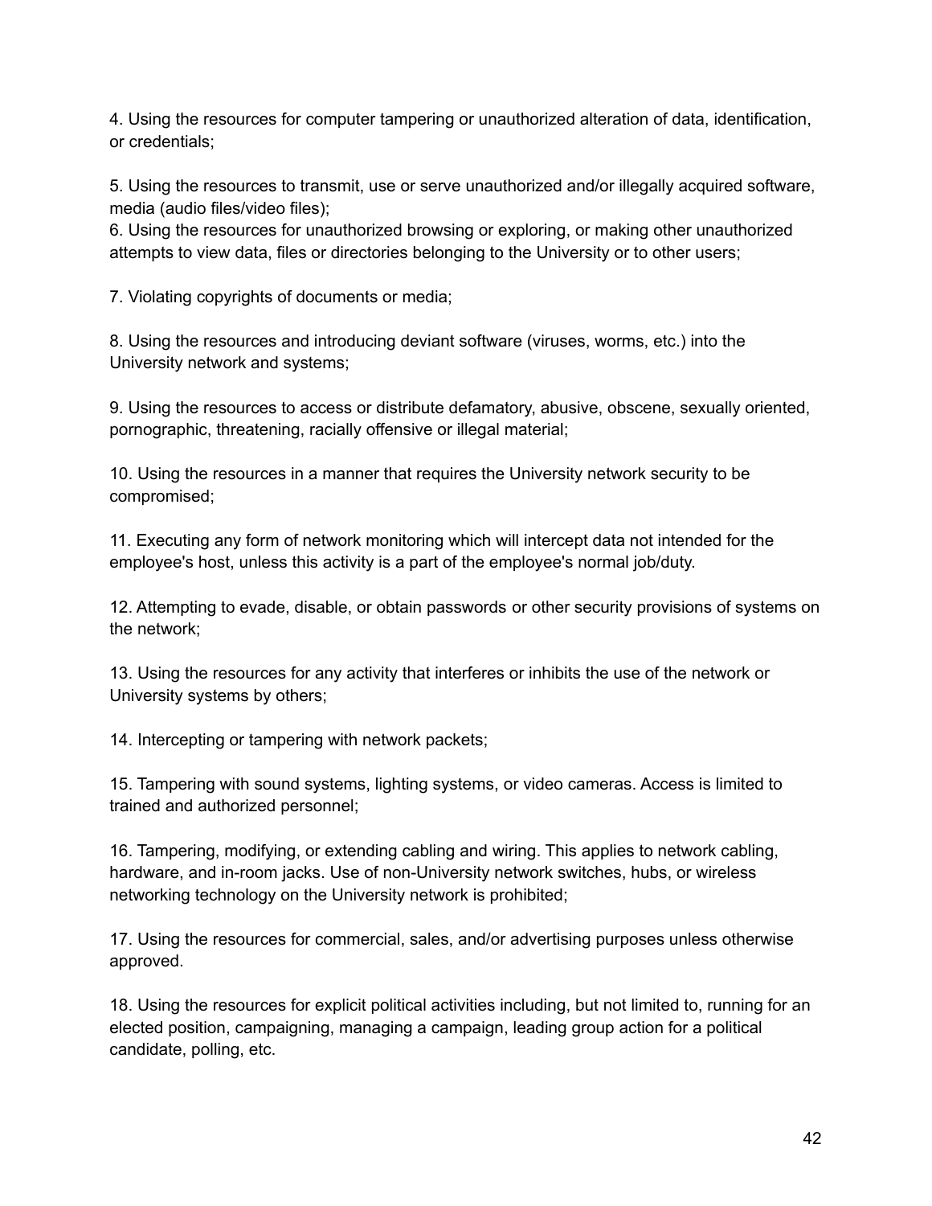4. Using the resources for computer tampering or unauthorized alteration of data, identification, or credentials;

5. Using the resources to transmit, use or serve unauthorized and/or illegally acquired software, media (audio files/video files);

6. Using the resources for unauthorized browsing or exploring, or making other unauthorized attempts to view data, files or directories belonging to the University or to other users;

7. Violating copyrights of documents or media;

8. Using the resources and introducing deviant software (viruses, worms, etc.) into the University network and systems;

9. Using the resources to access or distribute defamatory, abusive, obscene, sexually oriented, pornographic, threatening, racially offensive or illegal material;

10. Using the resources in a manner that requires the University network security to be compromised;

11. Executing any form of network monitoring which will intercept data not intended for the employee's host, unless this activity is a part of the employee's normal job/duty.

12. Attempting to evade, disable, or obtain passwords or other security provisions of systems on the network;

13. Using the resources for any activity that interferes or inhibits the use of the network or University systems by others;

14. Intercepting or tampering with network packets;

15. Tampering with sound systems, lighting systems, or video cameras. Access is limited to trained and authorized personnel;

16. Tampering, modifying, or extending cabling and wiring. This applies to network cabling, hardware, and in-room jacks. Use of non-University network switches, hubs, or wireless networking technology on the University network is prohibited;

17. Using the resources for commercial, sales, and/or advertising purposes unless otherwise approved.

18. Using the resources for explicit political activities including, but not limited to, running for an elected position, campaigning, managing a campaign, leading group action for a political candidate, polling, etc.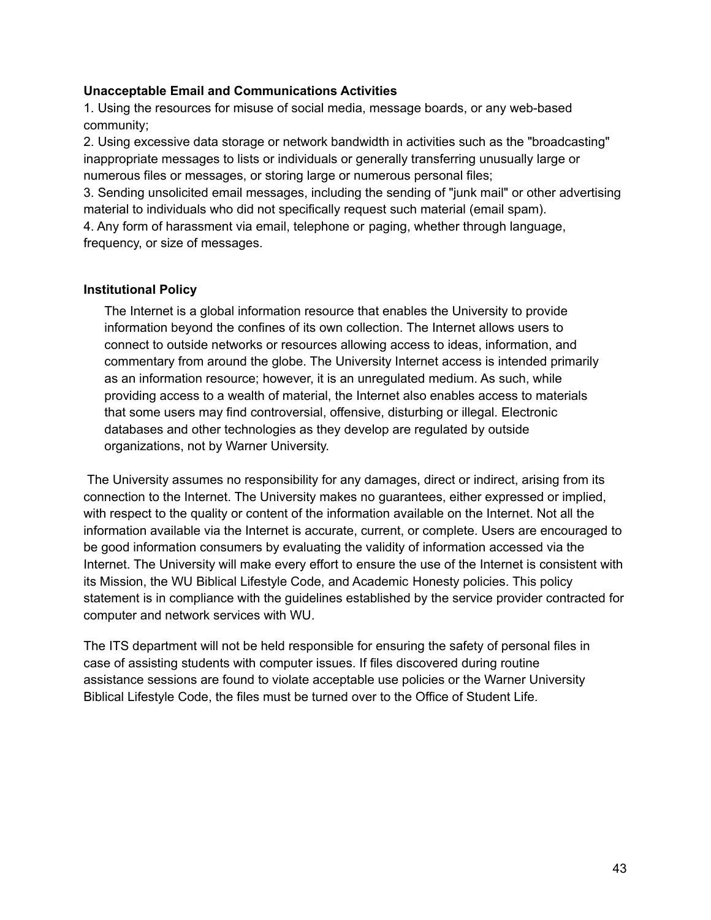**Unacceptable Email and Communications Activities**

1. Using the resources for misuse of social media, message boards, or any web-based community;
2. Using excessive data storage or network bandwidth in activities such as the "broadcasting" inappropriate messages to lists or individuals or generally transferring unusually large or numerous files or messages, or storing large or numerous personal files;
3. Sending unsolicited email messages, including the sending of "junk mail" or other advertising material to individuals who did not specifically request such material (email spam).
4. Any form of harassment via email, telephone or paging, whether through language, frequency, or size of messages.

**Institutional Policy**

The Internet is a global information resource that enables the University to provide information beyond the confines of its own collection. The Internet allows users to connect to outside networks or resources allowing access to ideas, information, and commentary from around the globe. The University Internet access is intended primarily as an information resource; however, it is an unregulated medium. As such, while providing access to a wealth of material, the Internet also enables access to materials that some users may find controversial, offensive, disturbing or illegal. Electronic databases and other technologies as they develop are regulated by outside organizations, not by Warner University.

The University assumes no responsibility for any damages, direct or indirect, arising from its connection to the Internet. The University makes no guarantees, either expressed or implied, with respect to the quality or content of the information available on the Internet. Not all the information available via the Internet is accurate, current, or complete. Users are encouraged to be good information consumers by evaluating the validity of information accessed via the Internet. The University will make every effort to ensure the use of the Internet is consistent with its Mission, the WU Biblical Lifestyle Code, and Academic Honesty policies. This policy statement is in compliance with the guidelines established by the service provider contracted for computer and network services with WU.

The ITS department will not be held responsible for ensuring the safety of personal files in case of assisting students with computer issues. If files discovered during routine assistance sessions are found to violate acceptable use policies or the Warner University Biblical Lifestyle Code, the files must be turned over to the Office of Student Life.